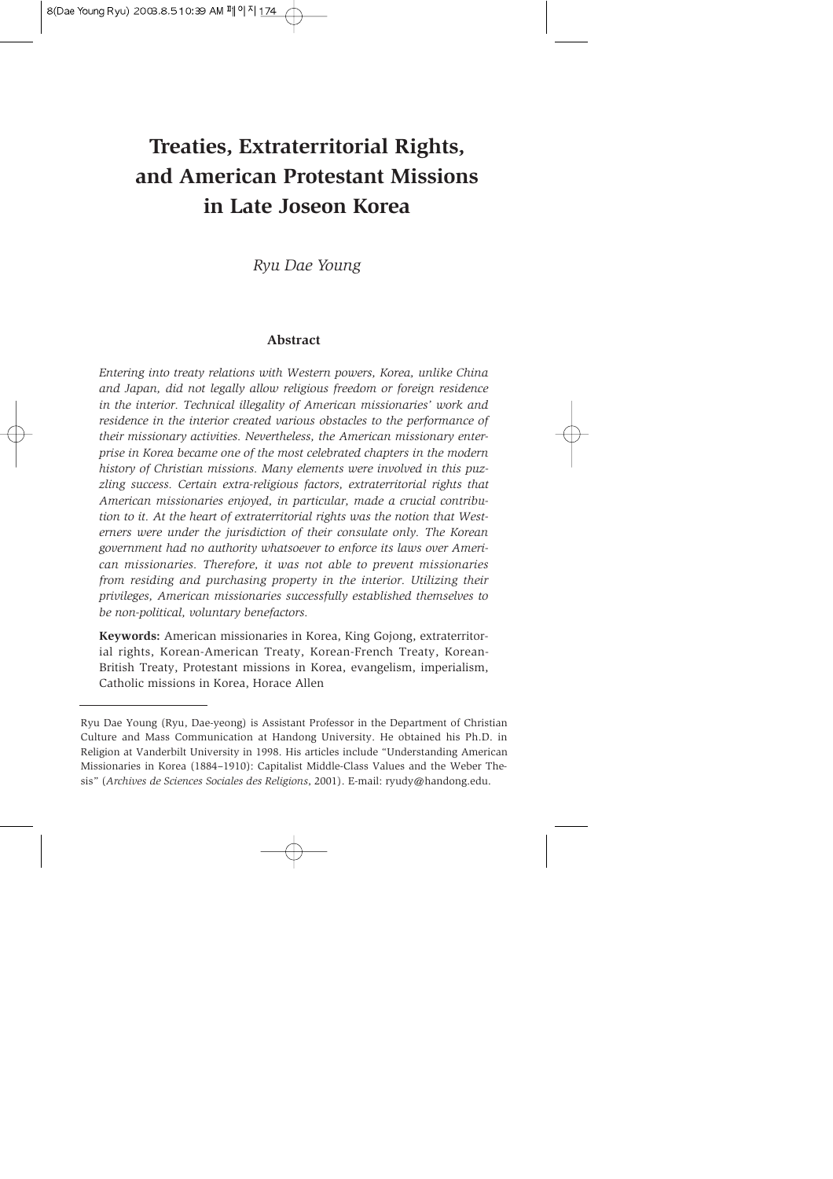# Treaties, Extraterritorial Rights, and American Protestant Missions in Late Joseon Korea

*Ryu Dae Young*

## Abstract

*Entering into treaty relations with Western powers, Korea, unlike China and Japan, did not legally allow religious freedom or foreign residence in the interior. Technical illegality of American missionaries' work and residence in the interior created various obstacles to the performance of their missionary activities. Nevertheless, the American missionary enterprise in Korea became one of the most celebrated chapters in the modern history of Christian missions. Many elements were involved in this puzzling success. Certain extra-religious factors, extraterritorial rights that American missionaries enjoyed, in particular, made a crucial contribution to it. At the heart of extraterritorial rights was the notion that Westerners were under the jurisdiction of their consulate only. The Korean government had no authority whatsoever to enforce its laws over American missionaries. Therefore, it was not able to prevent missionaries from residing and purchasing property in the interior. Utilizing their privileges, American missionaries successfully established themselves to be non-political, voluntary benefactors.*

**Keywords:** American missionaries in Korea, King Gojong, extraterritorial rights, Korean-American Treaty, Korean-French Treaty, Korean-British Treaty, Protestant missions in Korea, evangelism, imperialism, Catholic missions in Korea, Horace Allen

---

Ryu Dae Young (Ryu, Dae-yeong) is Assistant Professor in the Department of Christian Culture and Mass Communication at Handong University. He obtained his Ph.D. in Religion at Vanderbilt University in 1998. His articles include "Understanding American Missionaries in Korea (1884–1910): Capitalist Middle-Class Values and the Weber Thesis" (*Archives de Sciences Sociales des Religions*, 2001). E-mail: ryudy@handong.edu.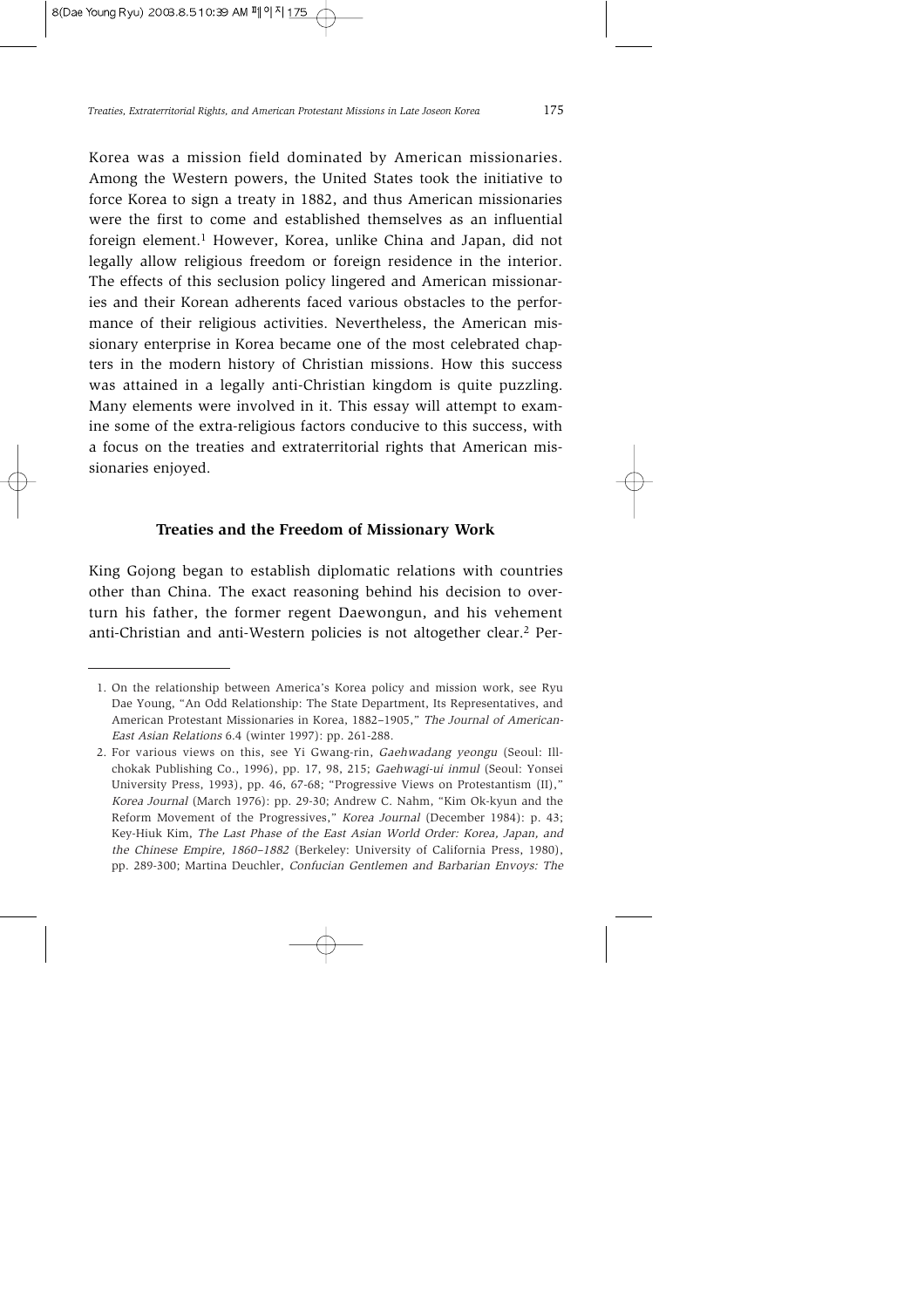Korea was a mission field dominated by American missionaries. Among the Western powers, the United States took the initiative to force Korea to sign a treaty in 1882, and thus American missionaries were the first to come and established themselves as an influential foreign element.[1] However, Korea, unlike China and Japan, did not legally allow religious freedom or foreign residence in the interior. The effects of this seclusion policy lingered and American missionaries and their Korean adherents faced various obstacles to the performance of their religious activities. Nevertheless, the American missionary enterprise in Korea became one of the most celebrated chapters in the modern history of Christian missions. How this success was attained in a legally anti-Christian kingdom is quite puzzling. Many elements were involved in it. This essay will attempt to examine some of the extra-religious factors conducive to this success, with a focus on the treaties and extraterritorial rights that American missionaries enjoyed.

## Treaties and the Freedom of Missionary Work

King Gojong began to establish diplomatic relations with countries other than China. The exact reasoning behind his decision to overturn his father, the former regent Daewongun, and his vehement anti-Christian and anti-Western policies is not altogether clear.[2] Per-

1. On the relationship between America's Korea policy and mission work, see Ryu Dae Young, "An Odd Relationship: The State Department, Its Representatives, and American Protestant Missionaries in Korea, 1882–1905," *The Journal of American-East Asian Relations* 6.4 (winter 1997): pp. 261-288.

2. For various views on this, see Yi Gwang-rin, *Gaehwadang yeongu* (Seoul: Illchokak Publishing Co., 1996), pp. 17, 98, 215; *Gaehwagi-ui inmul* (Seoul: Yonsei University Press, 1993), pp. 46, 67-68; "Progressive Views on Protestantism (II)," *Korea Journal* (March 1976): pp. 29-30; Andrew C. Nahm, "Kim Ok-kyun and the Reform Movement of the Progressives," *Korea Journal* (December 1984): p. 43; Key-Hiuk Kim, *The Last Phase of the East Asian World Order: Korea, Japan, and the Chinese Empire, 1860–1882* (Berkeley: University of California Press, 1980), pp. 289-300; Martina Deuchler, *Confucian Gentlemen and Barbarian Envoys: The*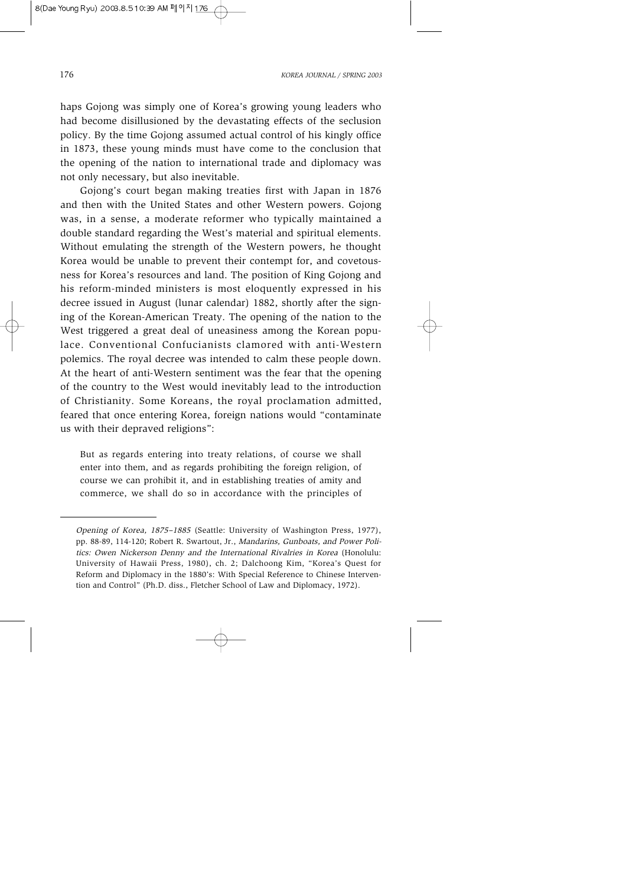haps Gojong was simply one of Korea's growing young leaders who had become disillusioned by the devastating effects of the seclusion policy. By the time Gojong assumed actual control of his kingly office in 1873, these young minds must have come to the conclusion that the opening of the nation to international trade and diplomacy was not only necessary, but also inevitable.

Gojong's court began making treaties first with Japan in 1876 and then with the United States and other Western powers. Gojong was, in a sense, a moderate reformer who typically maintained a double standard regarding the West's material and spiritual elements. Without emulating the strength of the Western powers, he thought Korea would be unable to prevent their contempt for, and covetousness for Korea's resources and land. The position of King Gojong and his reform-minded ministers is most eloquently expressed in his decree issued in August (lunar calendar) 1882, shortly after the signing of the Korean-American Treaty. The opening of the nation to the West triggered a great deal of uneasiness among the Korean populace. Conventional Confucianists clamored with anti-Western polemics. The royal decree was intended to calm these people down. At the heart of anti-Western sentiment was the fear that the opening of the country to the West would inevitably lead to the introduction of Christianity. Some Koreans, the royal proclamation admitted, feared that once entering Korea, foreign nations would "contaminate us with their depraved religions":

> But as regards entering into treaty relations, of course we shall enter into them, and as regards prohibiting the foreign religion, of course we can prohibit it, and in establishing treaties of amity and commerce, we shall do so in accordance with the principles of

---

*Opening of Korea, 1875–1885* (Seattle: University of Washington Press, 1977), pp. 88-89, 114-120; Robert R. Swartout, Jr., *Mandarins, Gunboats, and Power Politics: Owen Nickerson Denny and the International Rivalries in Korea* (Honolulu: University of Hawaii Press, 1980), ch. 2; Dalchoong Kim, "Korea's Quest for Reform and Diplomacy in the 1880's: With Special Reference to Chinese Intervention and Control" (Ph.D. diss., Fletcher School of Law and Diplomacy, 1972).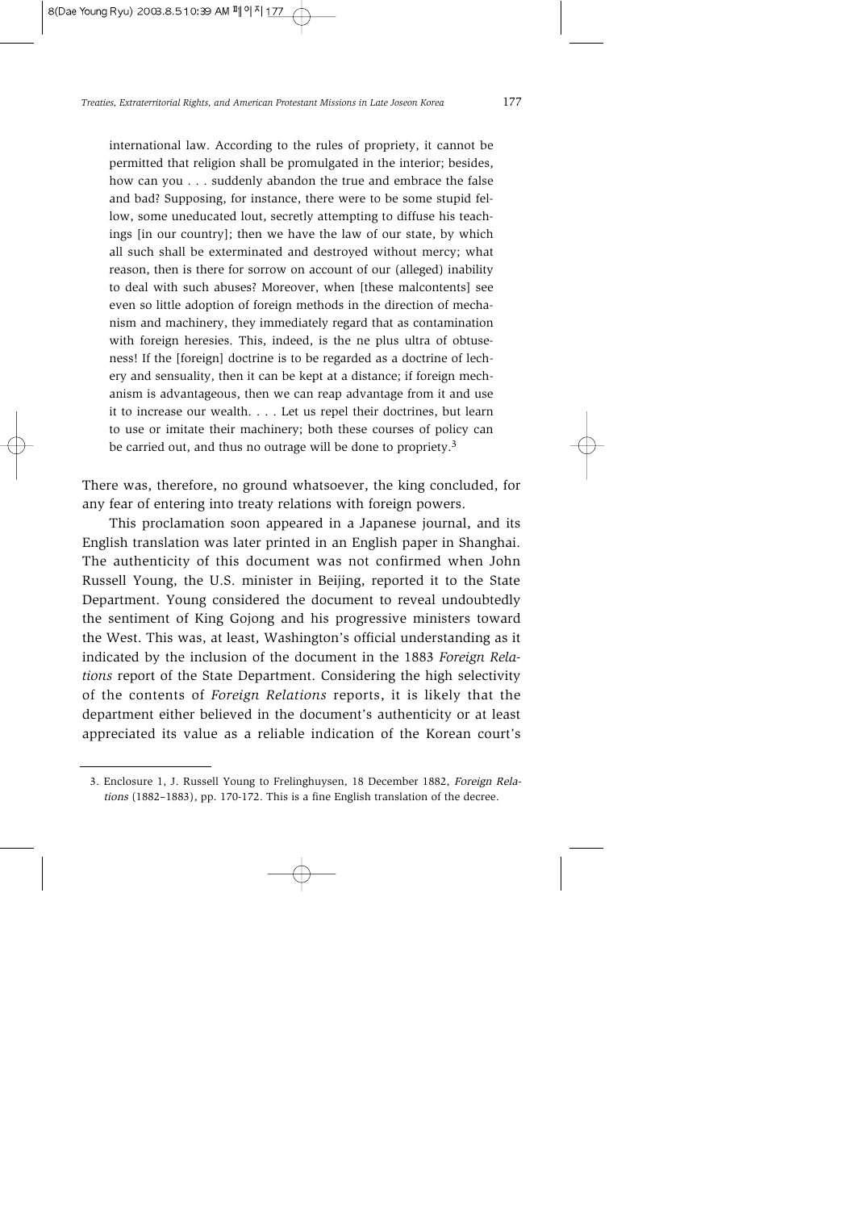> international law. According to the rules of propriety, it cannot be permitted that religion shall be promulgated in the interior; besides, how can you . . . suddenly abandon the true and embrace the false and bad? Supposing, for instance, there were to be some stupid fellow, some uneducated lout, secretly attempting to diffuse his teachings [in our country]; then we have the law of our state, by which all such shall be exterminated and destroyed without mercy; what reason, then is there for sorrow on account of our (alleged) inability to deal with such abuses? Moreover, when [these malcontents] see even so little adoption of foreign methods in the direction of mechanism and machinery, they immediately regard that as contamination with foreign heresies. This, indeed, is the ne plus ultra of obtuseness! If the [foreign] doctrine is to be regarded as a doctrine of lechery and sensuality, then it can be kept at a distance; if foreign mechanism is advantageous, then we can reap advantage from it and use it to increase our wealth. . . . Let us repel their doctrines, but learn to use or imitate their machinery; both these courses of policy can be carried out, and thus no outrage will be done to propriety.[3]

There was, therefore, no ground whatsoever, the king concluded, for any fear of entering into treaty relations with foreign powers.

This proclamation soon appeared in a Japanese journal, and its English translation was later printed in an English paper in Shanghai. The authenticity of this document was not confirmed when John Russell Young, the U.S. minister in Beijing, reported it to the State Department. Young considered the document to reveal undoubtedly the sentiment of King Gojong and his progressive ministers toward the West. This was, at least, Washington's official understanding as it indicated by the inclusion of the document in the 1883 *Foreign Relations* report of the State Department. Considering the high selectivity of the contents of *Foreign Relations* reports, it is likely that the department either believed in the document's authenticity or at least appreciated its value as a reliable indication of the Korean court's

---

3. Enclosure 1, J. Russell Young to Frelinghuysen, 18 December 1882, *Foreign Relations* (1882–1883), pp. 170-172. This is a fine English translation of the decree.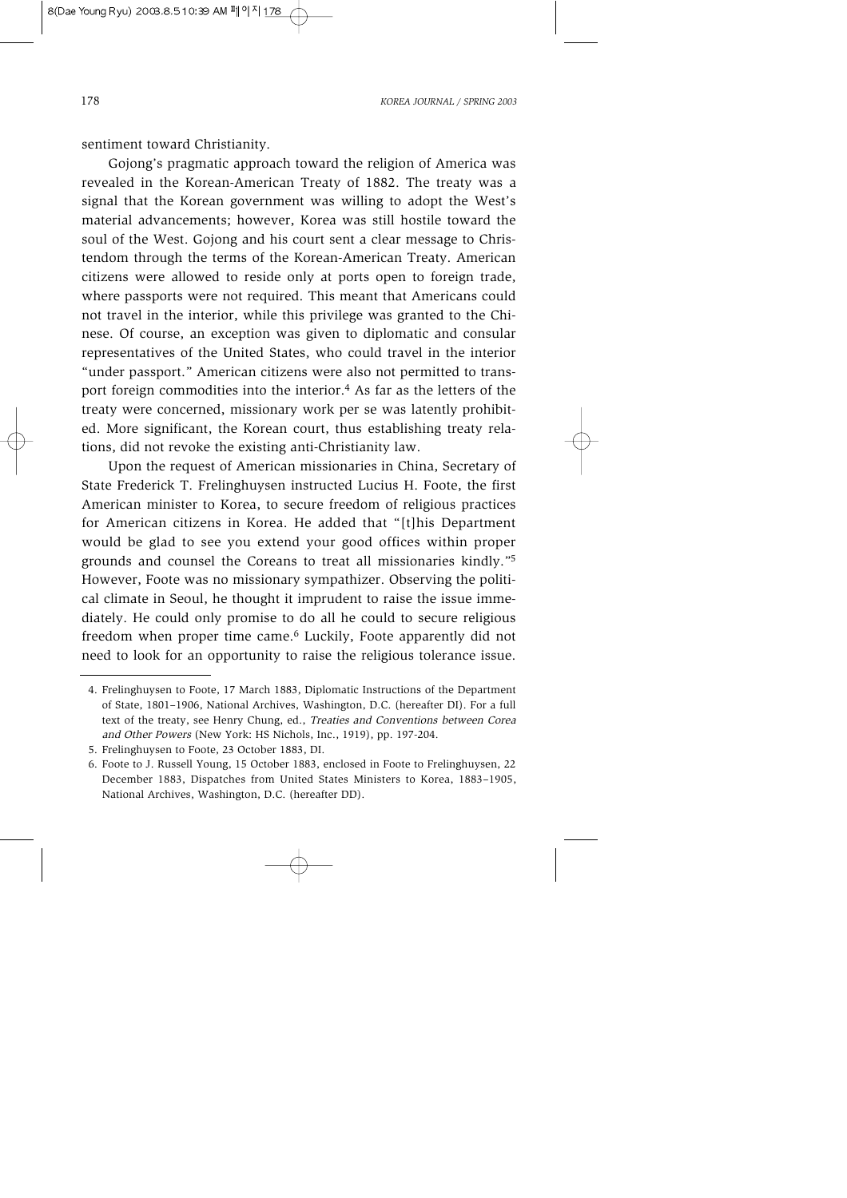sentiment toward Christianity.

Gojong's pragmatic approach toward the religion of America was revealed in the Korean-American Treaty of 1882. The treaty was a signal that the Korean government was willing to adopt the West's material advancements; however, Korea was still hostile toward the soul of the West. Gojong and his court sent a clear message to Christendom through the terms of the Korean-American Treaty. American citizens were allowed to reside only at ports open to foreign trade, where passports were not required. This meant that Americans could not travel in the interior, while this privilege was granted to the Chinese. Of course, an exception was given to diplomatic and consular representatives of the United States, who could travel in the interior "under passport." American citizens were also not permitted to transport foreign commodities into the interior.[4] As far as the letters of the treaty were concerned, missionary work per se was latently prohibited. More significant, the Korean court, thus establishing treaty relations, did not revoke the existing anti-Christianity law.

Upon the request of American missionaries in China, Secretary of State Frederick T. Frelinghuysen instructed Lucius H. Foote, the first American minister to Korea, to secure freedom of religious practices for American citizens in Korea. He added that "[t]his Department would be glad to see you extend your good offices within proper grounds and counsel the Coreans to treat all missionaries kindly."[5] However, Foote was no missionary sympathizer. Observing the political climate in Seoul, he thought it imprudent to raise the issue immediately. He could only promise to do all he could to secure religious freedom when proper time came.[6] Luckily, Foote apparently did not need to look for an opportunity to raise the religious tolerance issue.

---

4. Frelinghuysen to Foote, 17 March 1883, Diplomatic Instructions of the Department of State, 1801–1906, National Archives, Washington, D.C. (hereafter DI). For a full text of the treaty, see Henry Chung, ed., *Treaties and Conventions between Corea and Other Powers* (New York: HS Nichols, Inc., 1919), pp. 197-204.

5. Frelinghuysen to Foote, 23 October 1883, DI.

6. Foote to J. Russell Young, 15 October 1883, enclosed in Foote to Frelinghuysen, 22 December 1883, Dispatches from United States Ministers to Korea, 1883–1905, National Archives, Washington, D.C. (hereafter DD).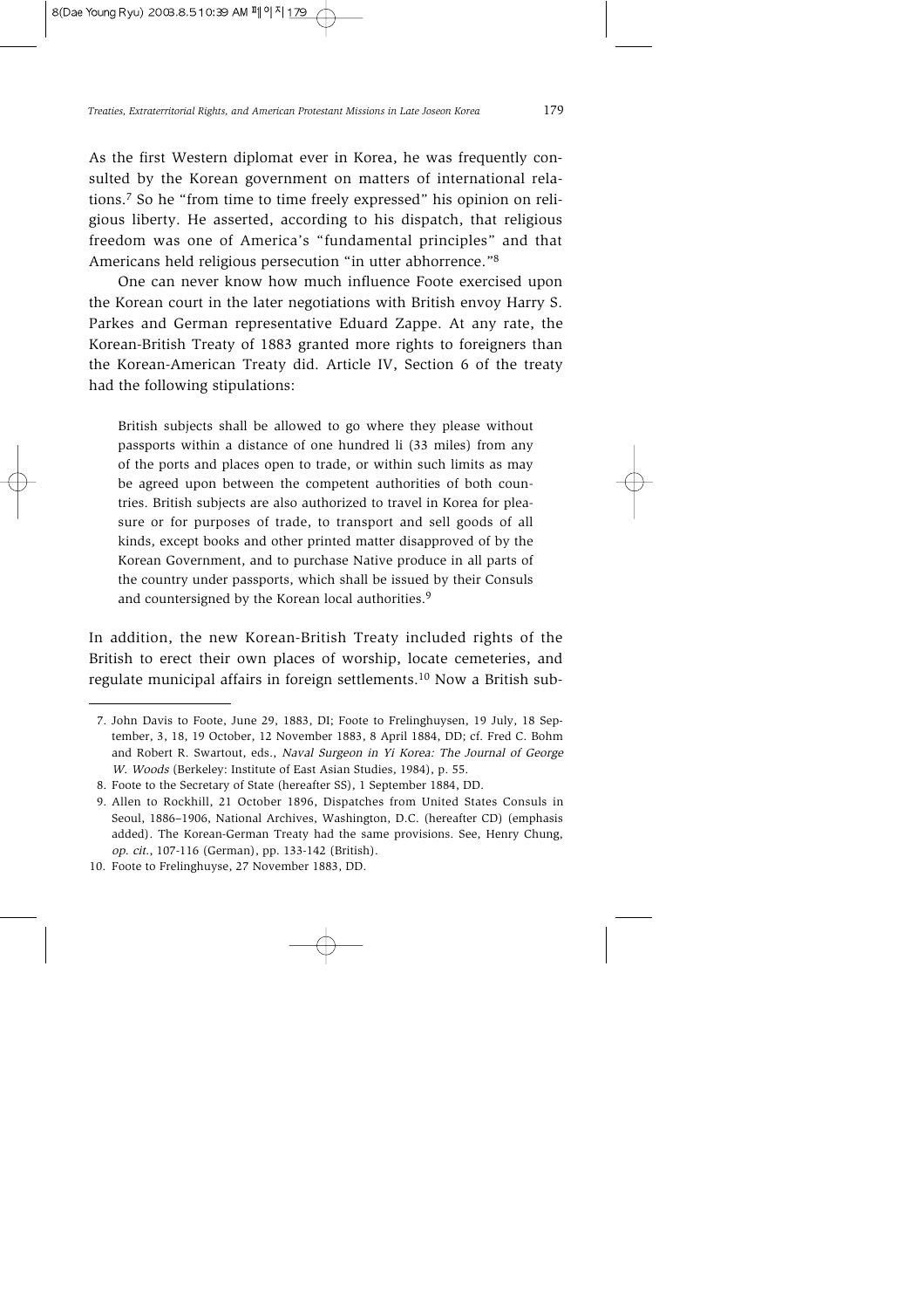As the first Western diplomat ever in Korea, he was frequently consulted by the Korean government on matters of international relations.[7] So he "from time to time freely expressed" his opinion on religious liberty. He asserted, according to his dispatch, that religious freedom was one of America's "fundamental principles" and that Americans held religious persecution "in utter abhorrence."[8]

One can never know how much influence Foote exercised upon the Korean court in the later negotiations with British envoy Harry S. Parkes and German representative Eduard Zappe. At any rate, the Korean-British Treaty of 1883 granted more rights to foreigners than the Korean-American Treaty did. Article IV, Section 6 of the treaty had the following stipulations:

> British subjects shall be allowed to go where they please without passports within a distance of one hundred li (33 miles) from any of the ports and places open to trade, or within such limits as may be agreed upon between the competent authorities of both countries. British subjects are also authorized to travel in Korea for pleasure or for purposes of trade, to transport and sell goods of all kinds, except books and other printed matter disapproved of by the Korean Government, and to purchase Native produce in all parts of the country under passports, which shall be issued by their Consuls and countersigned by the Korean local authorities.[9]

In addition, the new Korean-British Treaty included rights of the British to erect their own places of worship, locate cemeteries, and regulate municipal affairs in foreign settlements.[10] Now a British sub-

---

7. John Davis to Foote, June 29, 1883, DI; Foote to Frelinghuysen, 19 July, 18 September, 3, 18, 19 October, 12 November 1883, 8 April 1884, DD; cf. Fred C. Bohm and Robert R. Swartout, eds., *Naval Surgeon in Yi Korea: The Journal of George W. Woods* (Berkeley: Institute of East Asian Studies, 1984), p. 55.
8. Foote to the Secretary of State (hereafter SS), 1 September 1884, DD.
9. Allen to Rockhill, 21 October 1896, Dispatches from United States Consuls in Seoul, 1886–1906, National Archives, Washington, D.C. (hereafter CD) (emphasis added). The Korean-German Treaty had the same provisions. See, Henry Chung, *op. cit.*, 107-116 (German), pp. 133-142 (British).
10. Foote to Frelinghuyse, 27 November 1883, DD.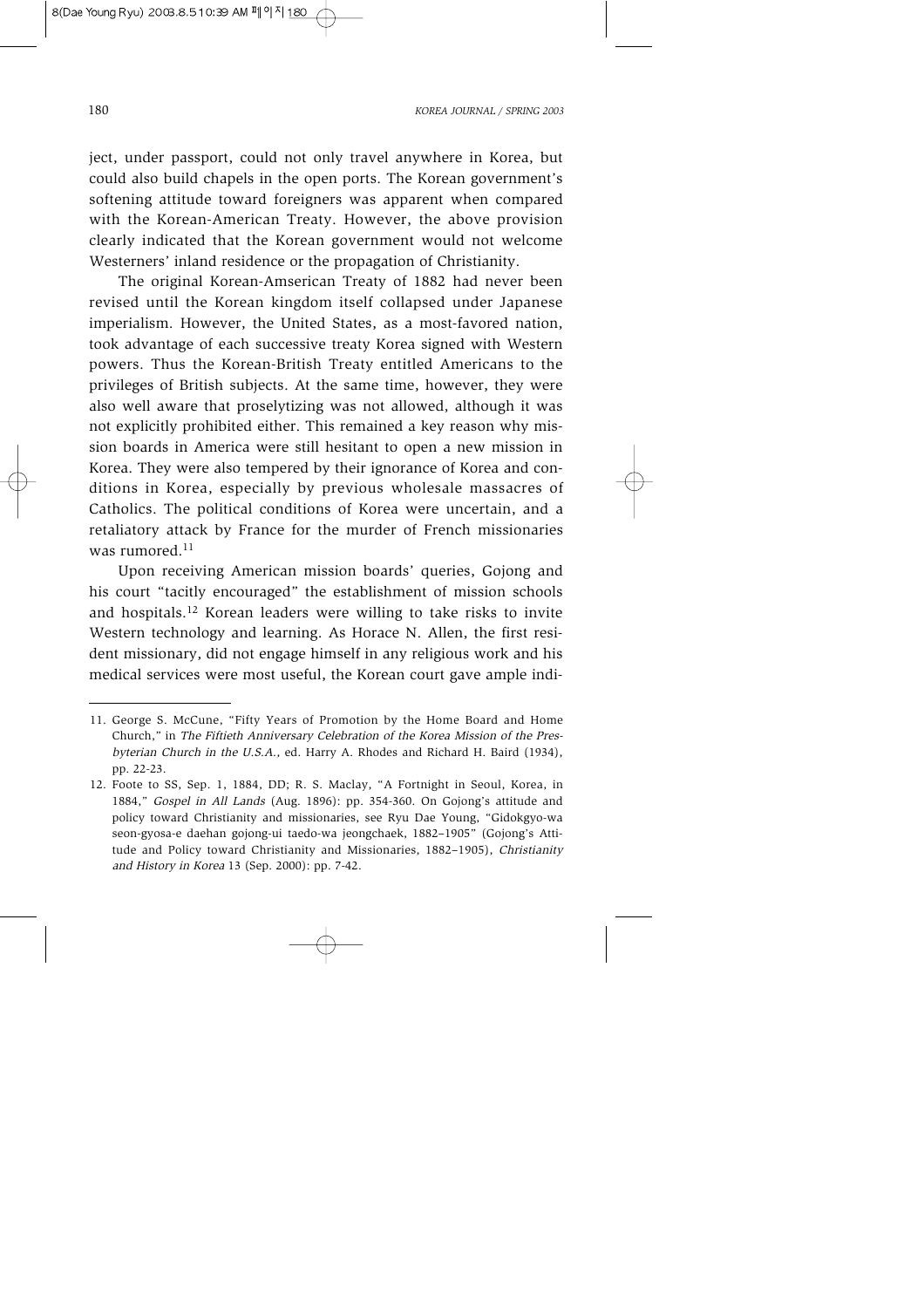ject, under passport, could not only travel anywhere in Korea, but could also build chapels in the open ports. The Korean government's softening attitude toward foreigners was apparent when compared with the Korean-American Treaty. However, the above provision clearly indicated that the Korean government would not welcome Westerners' inland residence or the propagation of Christianity.

The original Korean-Amserican Treaty of 1882 had never been revised until the Korean kingdom itself collapsed under Japanese imperialism. However, the United States, as a most-favored nation, took advantage of each successive treaty Korea signed with Western powers. Thus the Korean-British Treaty entitled Americans to the privileges of British subjects. At the same time, however, they were also well aware that proselytizing was not allowed, although it was not explicitly prohibited either. This remained a key reason why mission boards in America were still hesitant to open a new mission in Korea. They were also tempered by their ignorance of Korea and conditions in Korea, especially by previous wholesale massacres of Catholics. The political conditions of Korea were uncertain, and a retaliatory attack by France for the murder of French missionaries was rumored.[11]

Upon receiving American mission boards' queries, Gojong and his court "tacitly encouraged" the establishment of mission schools and hospitals.[12] Korean leaders were willing to take risks to invite Western technology and learning. As Horace N. Allen, the first resident missionary, did not engage himself in any religious work and his medical services were most useful, the Korean court gave ample indi-

---

11. George S. McCune, "Fifty Years of Promotion by the Home Board and Home Church," in *The Fiftieth Anniversary Celebration of the Korea Mission of the Presbyterian Church in the U.S.A.*, ed. Harry A. Rhodes and Richard H. Baird (1934), pp. 22-23.

12. Foote to SS, Sep. 1, 1884, DD; R. S. Maclay, "A Fortnight in Seoul, Korea, in 1884," *Gospel in All Lands* (Aug. 1896): pp. 354-360. On Gojong's attitude and policy toward Christianity and missionaries, see Ryu Dae Young, "Gidokgyo-wa seon-gyosa-e daehan gojong-ui taedo-wa jeongchaek, 1882–1905" (Gojong's Attitude and Policy toward Christianity and Missionaries, 1882–1905), *Christianity and History in Korea* 13 (Sep. 2000): pp. 7-42.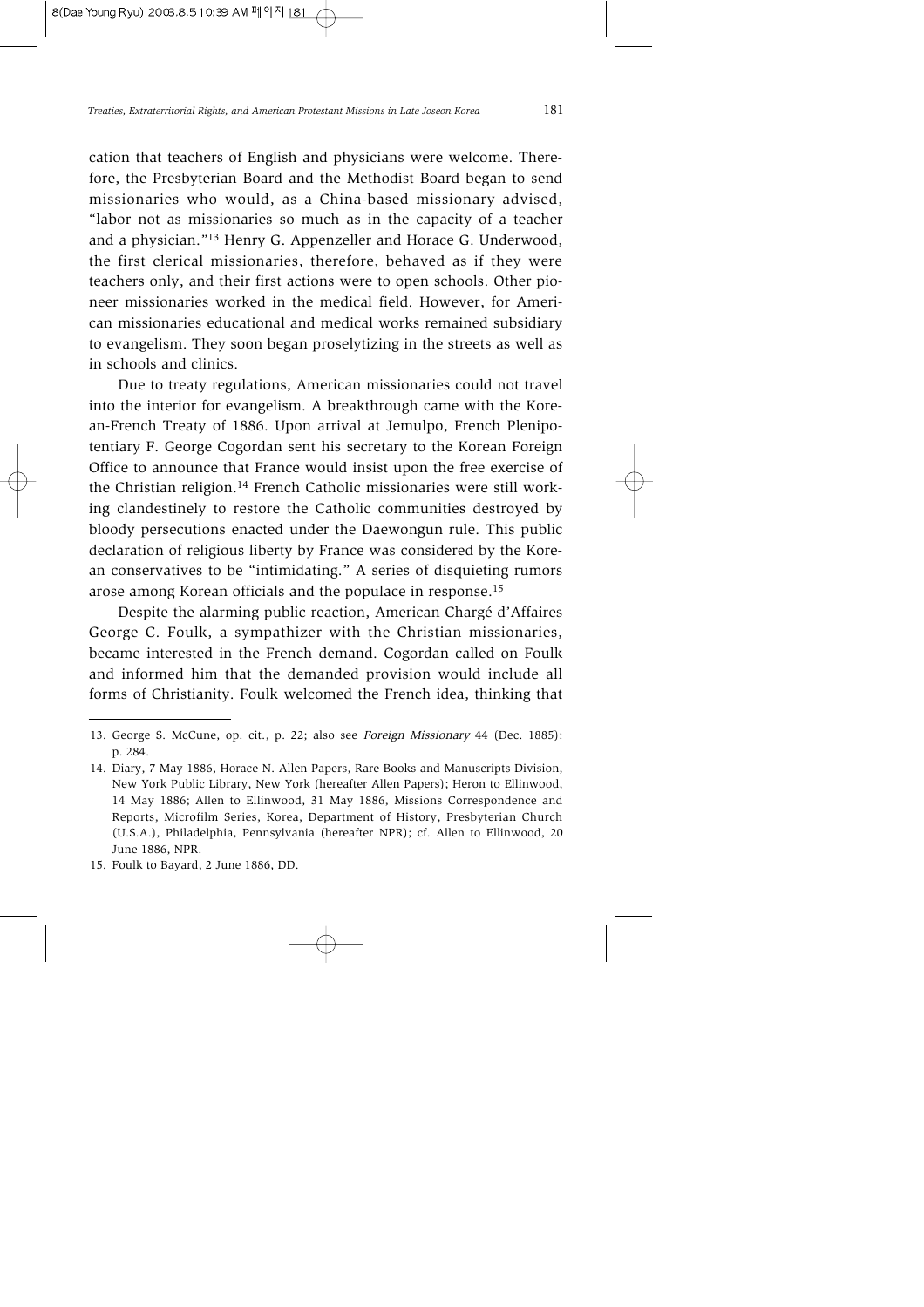cation that teachers of English and physicians were welcome. Therefore, the Presbyterian Board and the Methodist Board began to send missionaries who would, as a China-based missionary advised, "labor not as missionaries so much as in the capacity of a teacher and a physician."[13] Henry G. Appenzeller and Horace G. Underwood, the first clerical missionaries, therefore, behaved as if they were teachers only, and their first actions were to open schools. Other pioneer missionaries worked in the medical field. However, for American missionaries educational and medical works remained subsidiary to evangelism. They soon began proselytizing in the streets as well as in schools and clinics.

Due to treaty regulations, American missionaries could not travel into the interior for evangelism. A breakthrough came with the Korean-French Treaty of 1886. Upon arrival at Jemulpo, French Plenipotentiary F. George Cogordan sent his secretary to the Korean Foreign Office to announce that France would insist upon the free exercise of the Christian religion.[14] French Catholic missionaries were still working clandestinely to restore the Catholic communities destroyed by bloody persecutions enacted under the Daewongun rule. This public declaration of religious liberty by France was considered by the Korean conservatives to be "intimidating." A series of disquieting rumors arose among Korean officials and the populace in response.[15]

Despite the alarming public reaction, American Chargé d'Affaires George C. Foulk, a sympathizer with the Christian missionaries, became interested in the French demand. Cogordan called on Foulk and informed him that the demanded provision would include all forms of Christianity. Foulk welcomed the French idea, thinking that

---

13. George S. McCune, op. cit., p. 22; also see *Foreign Missionary* 44 (Dec. 1885): p. 284.

14. Diary, 7 May 1886, Horace N. Allen Papers, Rare Books and Manuscripts Division, New York Public Library, New York (hereafter Allen Papers); Heron to Ellinwood, 14 May 1886; Allen to Ellinwood, 31 May 1886, Missions Correspondence and Reports, Microfilm Series, Korea, Department of History, Presbyterian Church (U.S.A.), Philadelphia, Pennsylvania (hereafter NPR); cf. Allen to Ellinwood, 20 June 1886, NPR.

15. Foulk to Bayard, 2 June 1886, DD.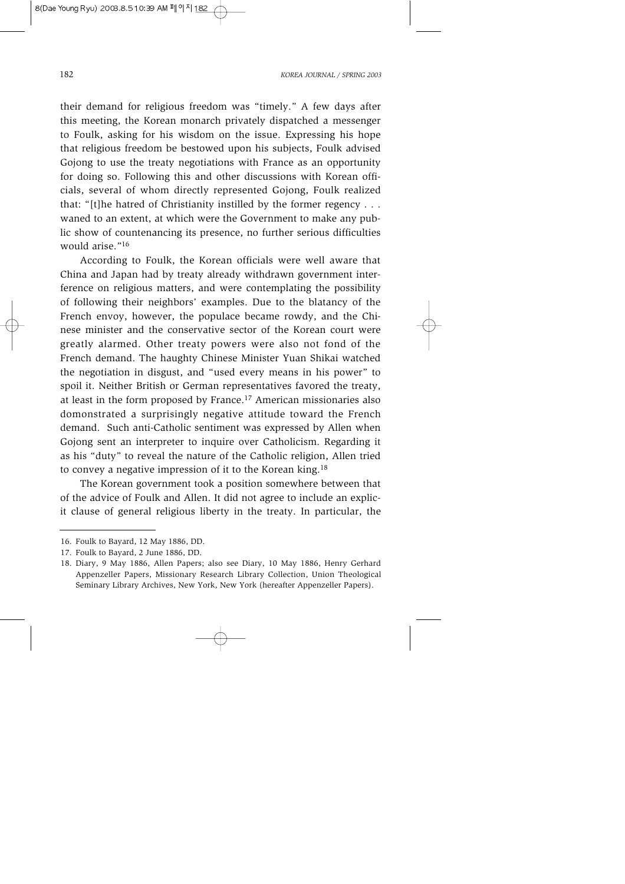their demand for religious freedom was "timely." A few days after this meeting, the Korean monarch privately dispatched a messenger to Foulk, asking for his wisdom on the issue. Expressing his hope that religious freedom be bestowed upon his subjects, Foulk advised Gojong to use the treaty negotiations with France as an opportunity for doing so. Following this and other discussions with Korean officials, several of whom directly represented Gojong, Foulk realized that: "[t]he hatred of Christianity instilled by the former regency . . . waned to an extent, at which were the Government to make any public show of countenancing its presence, no further serious difficulties would arise."[16]

According to Foulk, the Korean officials were well aware that China and Japan had by treaty already withdrawn government interference on religious matters, and were contemplating the possibility of following their neighbors' examples. Due to the blatancy of the French envoy, however, the populace became rowdy, and the Chinese minister and the conservative sector of the Korean court were greatly alarmed. Other treaty powers were also not fond of the French demand. The haughty Chinese Minister Yuan Shikai watched the negotiation in disgust, and "used every means in his power" to spoil it. Neither British or German representatives favored the treaty, at least in the form proposed by France.[17] American missionaries also domonstrated a surprisingly negative attitude toward the French demand. Such anti-Catholic sentiment was expressed by Allen when Gojong sent an interpreter to inquire over Catholicism. Regarding it as his "duty" to reveal the nature of the Catholic religion, Allen tried to convey a negative impression of it to the Korean king.[18]

The Korean government took a position somewhere between that of the advice of Foulk and Allen. It did not agree to include an explicit clause of general religious liberty in the treaty. In particular, the

---

16. Foulk to Bayard, 12 May 1886, DD.
17. Foulk to Bayard, 2 June 1886, DD.
18. Diary, 9 May 1886, Allen Papers; also see Diary, 10 May 1886, Henry Gerhard Appenzeller Papers, Missionary Research Library Collection, Union Theological Seminary Library Archives, New York, New York (hereafter Appenzeller Papers).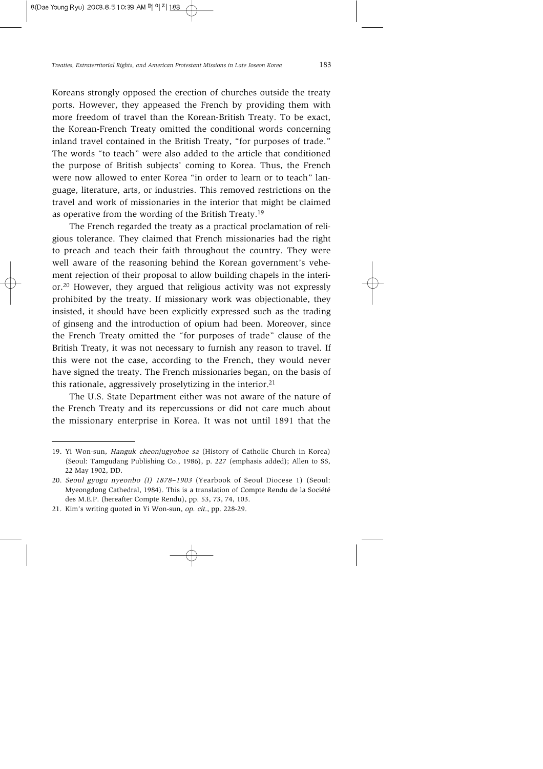Koreans strongly opposed the erection of churches outside the treaty ports. However, they appeased the French by providing them with more freedom of travel than the Korean-British Treaty. To be exact, the Korean-French Treaty omitted the conditional words concerning inland travel contained in the British Treaty, "for purposes of trade." The words "to teach" were also added to the article that conditioned the purpose of British subjects' coming to Korea. Thus, the French were now allowed to enter Korea "in order to learn or to teach" language, literature, arts, or industries. This removed restrictions on the travel and work of missionaries in the interior that might be claimed as operative from the wording of the British Treaty.[19]

The French regarded the treaty as a practical proclamation of religious tolerance. They claimed that French missionaries had the right to preach and teach their faith throughout the country. They were well aware of the reasoning behind the Korean government's vehement rejection of their proposal to allow building chapels in the interior.[20] However, they argued that religious activity was not expressly prohibited by the treaty. If missionary work was objectionable, they insisted, it should have been explicitly expressed such as the trading of ginseng and the introduction of opium had been. Moreover, since the French Treaty omitted the "for purposes of trade" clause of the British Treaty, it was not necessary to furnish any reason to travel. If this were not the case, according to the French, they would never have signed the treaty. The French missionaries began, on the basis of this rationale, aggressively proselytizing in the interior.[21]

The U.S. State Department either was not aware of the nature of the French Treaty and its repercussions or did not care much about the missionary enterprise in Korea. It was not until 1891 that the

---

19. Yi Won-sun, *Hanguk cheonjugyohoe sa* (History of Catholic Church in Korea) (Seoul: Tamgudang Publishing Co., 1986), p. 227 (emphasis added); Allen to SS, 22 May 1902, DD.

20. *Seoul gyogu nyeonbo (I) 1878–1903* (Yearbook of Seoul Diocese 1) (Seoul: Myeongdong Cathedral, 1984). This is a translation of Compte Rendu de la Société des M.E.P. (hereafter Compte Rendu), pp. 53, 73, 74, 103.

21. Kim's writing quoted in Yi Won-sun, *op. cit.*, pp. 228-29.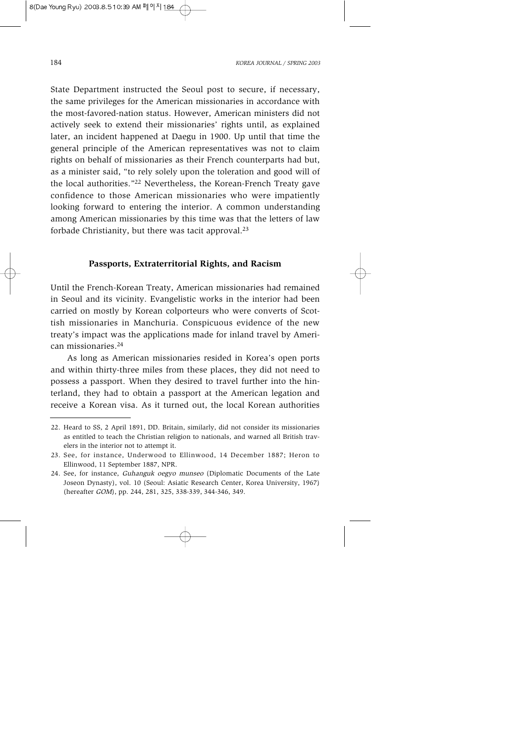State Department instructed the Seoul post to secure, if necessary, the same privileges for the American missionaries in accordance with the most-favored-nation status. However, American ministers did not actively seek to extend their missionaries' rights until, as explained later, an incident happened at Daegu in 1900. Up until that time the general principle of the American representatives was not to claim rights on behalf of missionaries as their French counterparts had but, as a minister said, "to rely solely upon the toleration and good will of the local authorities."[22] Nevertheless, the Korean-French Treaty gave confidence to those American missionaries who were impatiently looking forward to entering the interior. A common understanding among American missionaries by this time was that the letters of law forbade Christianity, but there was tacit approval.[23]

## Passports, Extraterritorial Rights, and Racism

Until the French-Korean Treaty, American missionaries had remained in Seoul and its vicinity. Evangelistic works in the interior had been carried on mostly by Korean colporteurs who were converts of Scottish missionaries in Manchuria. Conspicuous evidence of the new treaty's impact was the applications made for inland travel by American missionaries.[24]

As long as American missionaries resided in Korea's open ports and within thirty-three miles from these places, they did not need to possess a passport. When they desired to travel further into the hinterland, they had to obtain a passport at the American legation and receive a Korean visa. As it turned out, the local Korean authorities

---

22. Heard to SS, 2 April 1891, DD. Britain, similarly, did not consider its missionaries as entitled to teach the Christian religion to nationals, and warned all British travelers in the interior not to attempt it.

23. See, for instance, Underwood to Ellinwood, 14 December 1887; Heron to Ellinwood, 11 September 1887, NPR.

24. See, for instance, *Guhanguk oegyo munseo* (Diplomatic Documents of the Late Joseon Dynasty), vol. 10 (Seoul: Asiatic Research Center, Korea University, 1967) (hereafter *GOM*), pp. 244, 281, 325, 338-339, 344-346, 349.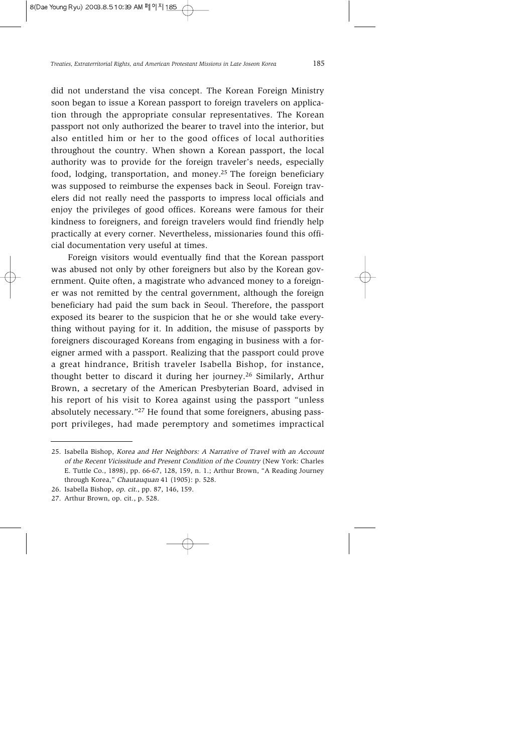did not understand the visa concept. The Korean Foreign Ministry soon began to issue a Korean passport to foreign travelers on application through the appropriate consular representatives. The Korean passport not only authorized the bearer to travel into the interior, but also entitled him or her to the good offices of local authorities throughout the country. When shown a Korean passport, the local authority was to provide for the foreign traveler's needs, especially food, lodging, transportation, and money.[25] The foreign beneficiary was supposed to reimburse the expenses back in Seoul. Foreign travelers did not really need the passports to impress local officials and enjoy the privileges of good offices. Koreans were famous for their kindness to foreigners, and foreign travelers would find friendly help practically at every corner. Nevertheless, missionaries found this official documentation very useful at times.

Foreign visitors would eventually find that the Korean passport was abused not only by other foreigners but also by the Korean government. Quite often, a magistrate who advanced money to a foreigner was not remitted by the central government, although the foreign beneficiary had paid the sum back in Seoul. Therefore, the passport exposed its bearer to the suspicion that he or she would take everything without paying for it. In addition, the misuse of passports by foreigners discouraged Koreans from engaging in business with a foreigner armed with a passport. Realizing that the passport could prove a great hindrance, British traveler Isabella Bishop, for instance, thought better to discard it during her journey.[26] Similarly, Arthur Brown, a secretary of the American Presbyterian Board, advised in his report of his visit to Korea against using the passport "unless absolutely necessary."[27] He found that some foreigners, abusing passport privileges, had made peremptory and sometimes impractical

---

25. Isabella Bishop, *Korea and Her Neighbors: A Narrative of Travel with an Account of the Recent Vicissitude and Present Condition of the Country* (New York: Charles E. Tuttle Co., 1898), pp. 66-67, 128, 159, n. 1.; Arthur Brown, "A Reading Journey through Korea," *Chautauquan* 41 (1905): p. 528.
26. Isabella Bishop, *op. cit.*, pp. 87, 146, 159.
27. Arthur Brown, op. cit., p. 528.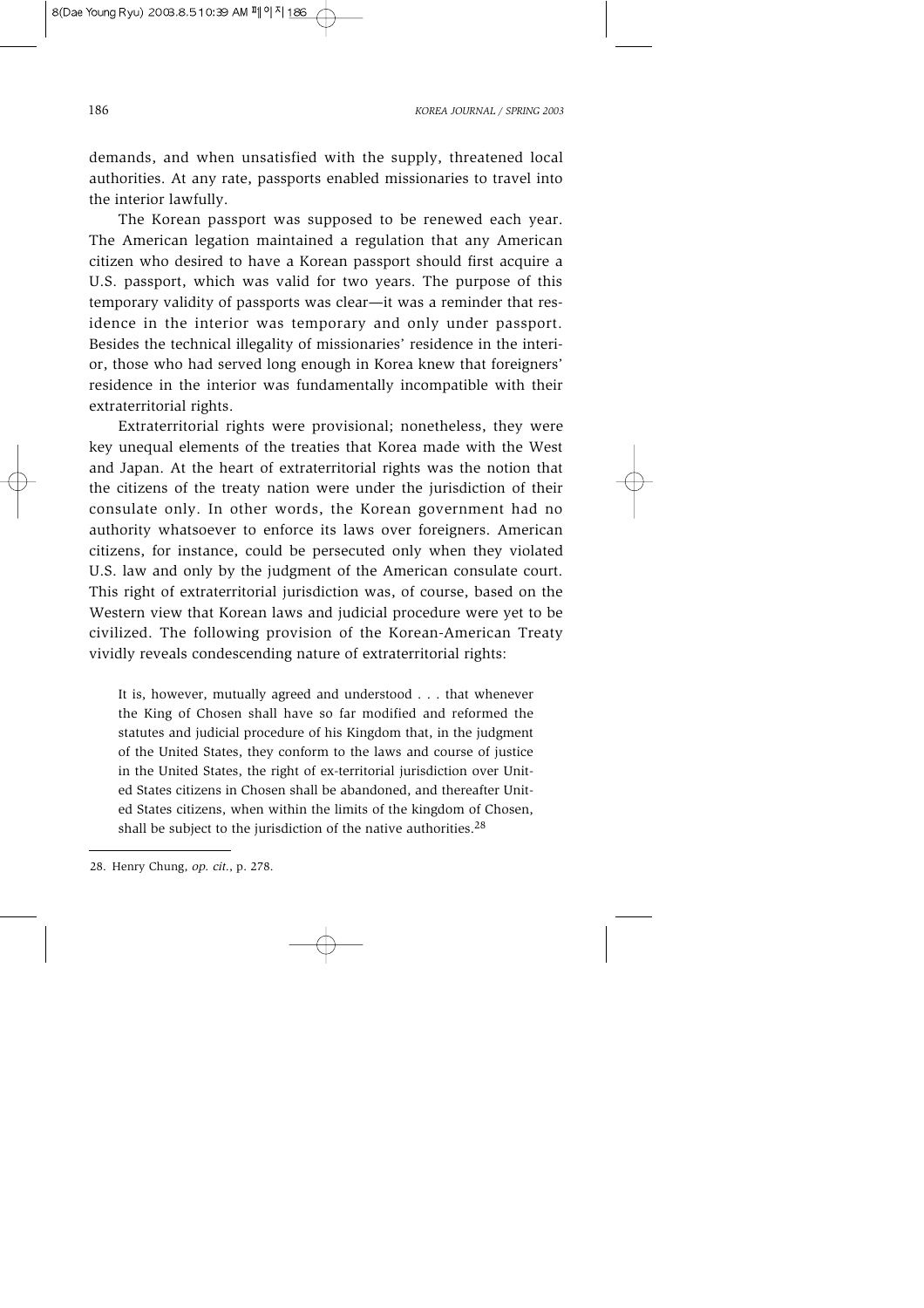demands, and when unsatisfied with the supply, threatened local authorities. At any rate, passports enabled missionaries to travel into the interior lawfully.

The Korean passport was supposed to be renewed each year. The American legation maintained a regulation that any American citizen who desired to have a Korean passport should first acquire a U.S. passport, which was valid for two years. The purpose of this temporary validity of passports was clear—it was a reminder that residence in the interior was temporary and only under passport. Besides the technical illegality of missionaries' residence in the interior, those who had served long enough in Korea knew that foreigners' residence in the interior was fundamentally incompatible with their extraterritorial rights.

Extraterritorial rights were provisional; nonetheless, they were key unequal elements of the treaties that Korea made with the West and Japan. At the heart of extraterritorial rights was the notion that the citizens of the treaty nation were under the jurisdiction of their consulate only. In other words, the Korean government had no authority whatsoever to enforce its laws over foreigners. American citizens, for instance, could be persecuted only when they violated U.S. law and only by the judgment of the American consulate court. This right of extraterritorial jurisdiction was, of course, based on the Western view that Korean laws and judicial procedure were yet to be civilized. The following provision of the Korean-American Treaty vividly reveals condescending nature of extraterritorial rights:

> It is, however, mutually agreed and understood . . . that whenever the King of Chosen shall have so far modified and reformed the statutes and judicial procedure of his Kingdom that, in the judgment of the United States, they conform to the laws and course of justice in the United States, the right of ex-territorial jurisdiction over United States citizens in Chosen shall be abandoned, and thereafter United States citizens, when within the limits of the kingdom of Chosen, shall be subject to the jurisdiction of the native authorities.[28]

---

28. Henry Chung, *op. cit.*, p. 278.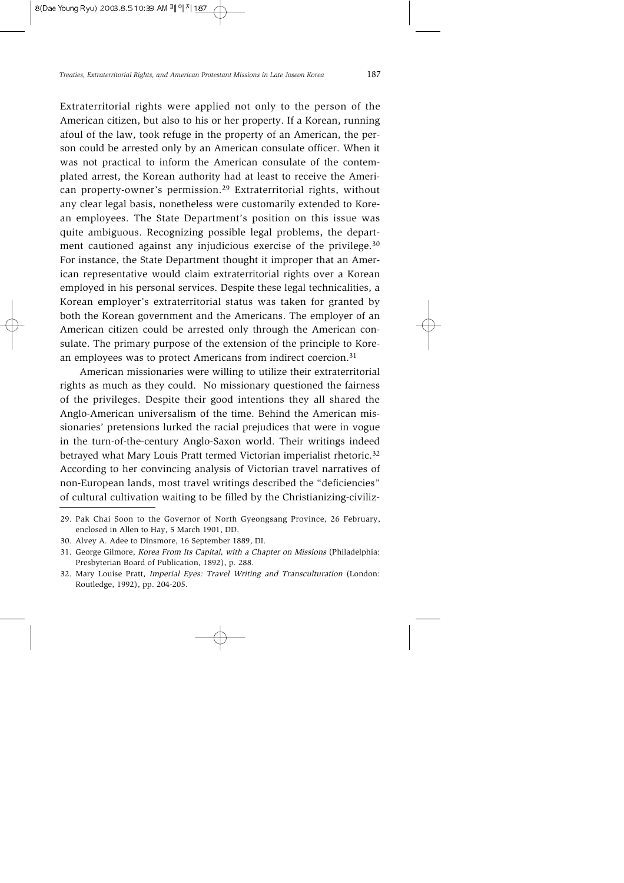Extraterritorial rights were applied not only to the person of the American citizen, but also to his or her property. If a Korean, running afoul of the law, took refuge in the property of an American, the person could be arrested only by an American consulate officer. When it was not practical to inform the American consulate of the contemplated arrest, the Korean authority had at least to receive the American property-owner's permission.[29] Extraterritorial rights, without any clear legal basis, nonetheless were customarily extended to Korean employees. The State Department's position on this issue was quite ambiguous. Recognizing possible legal problems, the department cautioned against any injudicious exercise of the privilege.[30] For instance, the State Department thought it improper that an American representative would claim extraterritorial rights over a Korean employed in his personal services. Despite these legal technicalities, a Korean employer's extraterritorial status was taken for granted by both the Korean government and the Americans. The employer of an American citizen could be arrested only through the American consulate. The primary purpose of the extension of the principle to Korean employees was to protect Americans from indirect coercion.[31]

American missionaries were willing to utilize their extraterritorial rights as much as they could. No missionary questioned the fairness of the privileges. Despite their good intentions they all shared the Anglo-American universalism of the time. Behind the American missionaries' pretensions lurked the racial prejudices that were in vogue in the turn-of-the-century Anglo-Saxon world. Their writings indeed betrayed what Mary Louis Pratt termed Victorian imperialist rhetoric.[32] According to her convincing analysis of Victorian travel narratives of non-European lands, most travel writings described the "deficiencies" of cultural cultivation waiting to be filled by the Christianizing-civiliz-

29. Pak Chai Soon to the Governor of North Gyeongsang Province, 26 February, enclosed in Allen to Hay, 5 March 1901, DD.
30. Alvey A. Adee to Dinsmore, 16 September 1889, DI.
31. George Gilmore, *Korea From Its Capital, with a Chapter on Missions* (Philadelphia: Presbyterian Board of Publication, 1892), p. 288.
32. Mary Louise Pratt, *Imperial Eyes: Travel Writing and Transculturation* (London: Routledge, 1992), pp. 204-205.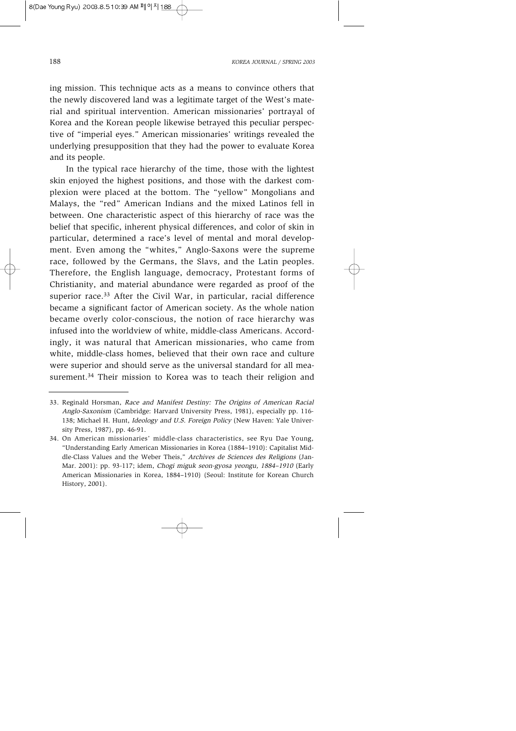ing mission. This technique acts as a means to convince others that the newly discovered land was a legitimate target of the West's material and spiritual intervention. American missionaries' portrayal of Korea and the Korean people likewise betrayed this peculiar perspective of "imperial eyes." American missionaries' writings revealed the underlying presupposition that they had the power to evaluate Korea and its people.

In the typical race hierarchy of the time, those with the lightest skin enjoyed the highest positions, and those with the darkest complexion were placed at the bottom. The "yellow" Mongolians and Malays, the "red" American Indians and the mixed Latinos fell in between. One characteristic aspect of this hierarchy of race was the belief that specific, inherent physical differences, and color of skin in particular, determined a race's level of mental and moral development. Even among the "whites," Anglo-Saxons were the supreme race, followed by the Germans, the Slavs, and the Latin peoples. Therefore, the English language, democracy, Protestant forms of Christianity, and material abundance were regarded as proof of the superior race.[33] After the Civil War, in particular, racial difference became a significant factor of American society. As the whole nation became overly color-conscious, the notion of race hierarchy was infused into the worldview of white, middle-class Americans. Accordingly, it was natural that American missionaries, who came from white, middle-class homes, believed that their own race and culture were superior and should serve as the universal standard for all measurement.[34] Their mission to Korea was to teach their religion and

---

33. Reginald Horsman, *Race and Manifest Destiny: The Origins of American Racial Anglo-Saxonism* (Cambridge: Harvard University Press, 1981), especially pp. 116-138; Michael H. Hunt, *Ideology and U.S. Foreign Policy* (New Haven: Yale University Press, 1987), pp. 46-91.

34. On American missionaries' middle-class characteristics, see Ryu Dae Young, "Understanding Early American Missionaries in Korea (1884–1910): Capitalist Middle-Class Values and the Weber Theis," *Archives de Sciences des Religions* (Jan-Mar. 2001): pp. 93-117; idem, *Chogi miguk seon-gyosa yeongu, 1884–1910* (Early American Missionaries in Korea, 1884–1910) (Seoul: Institute for Korean Church History, 2001).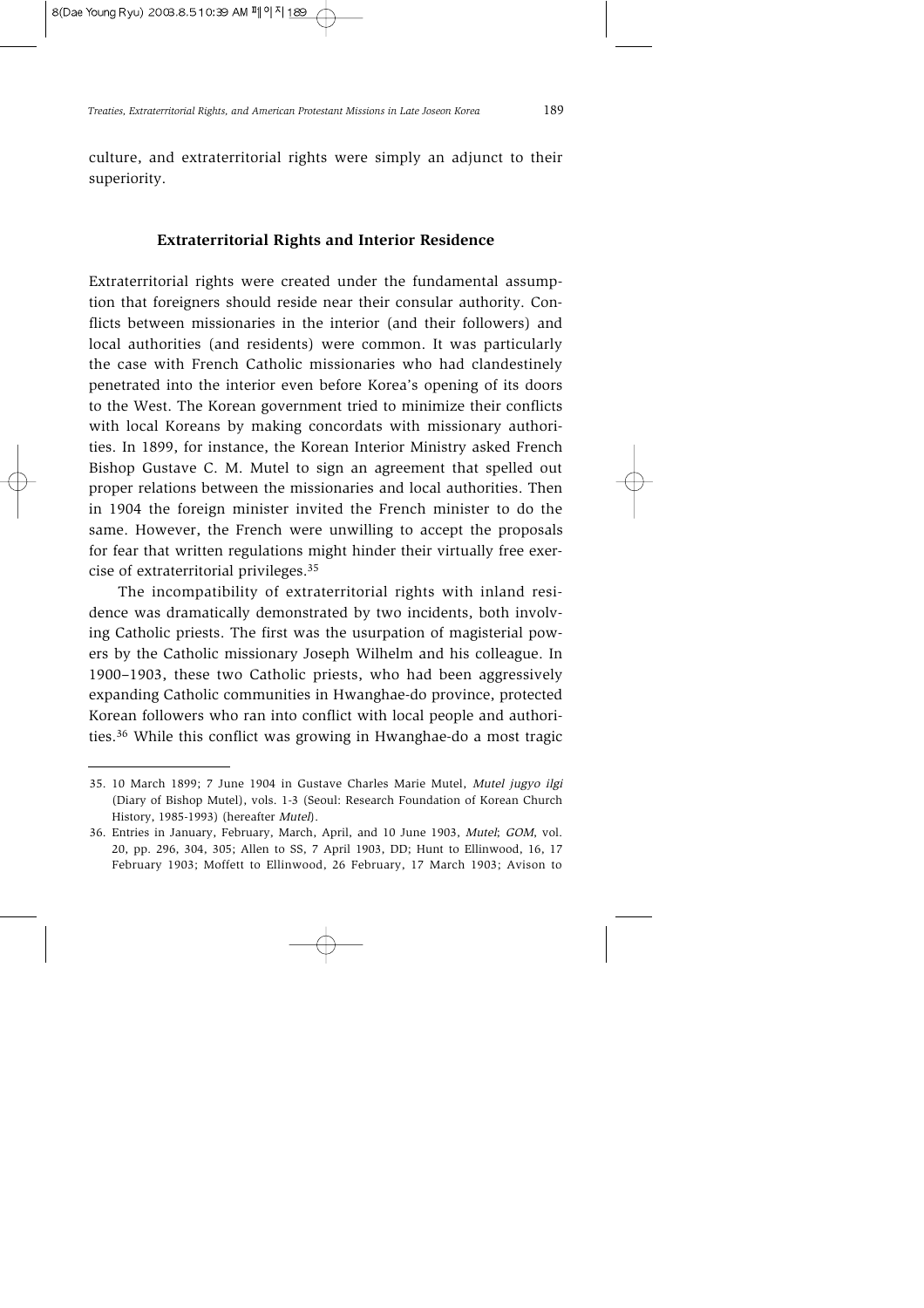culture, and extraterritorial rights were simply an adjunct to their superiority.

### Extraterritorial Rights and Interior Residence

Extraterritorial rights were created under the fundamental assumption that foreigners should reside near their consular authority. Conflicts between missionaries in the interior (and their followers) and local authorities (and residents) were common. It was particularly the case with French Catholic missionaries who had clandestinely penetrated into the interior even before Korea's opening of its doors to the West. The Korean government tried to minimize their conflicts with local Koreans by making concordats with missionary authorities. In 1899, for instance, the Korean Interior Ministry asked French Bishop Gustave C. M. Mutel to sign an agreement that spelled out proper relations between the missionaries and local authorities. Then in 1904 the foreign minister invited the French minister to do the same. However, the French were unwilling to accept the proposals for fear that written regulations might hinder their virtually free exercise of extraterritorial privileges.[35]

The incompatibility of extraterritorial rights with inland residence was dramatically demonstrated by two incidents, both involving Catholic priests. The first was the usurpation of magisterial powers by the Catholic missionary Joseph Wilhelm and his colleague. In 1900–1903, these two Catholic priests, who had been aggressively expanding Catholic communities in Hwanghae-do province, protected Korean followers who ran into conflict with local people and authorities.[36] While this conflict was growing in Hwanghae-do a most tragic

---

35. 10 March 1899; 7 June 1904 in Gustave Charles Marie Mutel, *Mutel jugyo ilgi* (Diary of Bishop Mutel), vols. 1-3 (Seoul: Research Foundation of Korean Church History, 1985-1993) (hereafter *Mutel*).

36. Entries in January, February, March, April, and 10 June 1903, *Mutel*; *GOM*, vol. 20, pp. 296, 304, 305; Allen to SS, 7 April 1903, DD; Hunt to Ellinwood, 16, 17 February 1903; Moffett to Ellinwood, 26 February, 17 March 1903; Avison to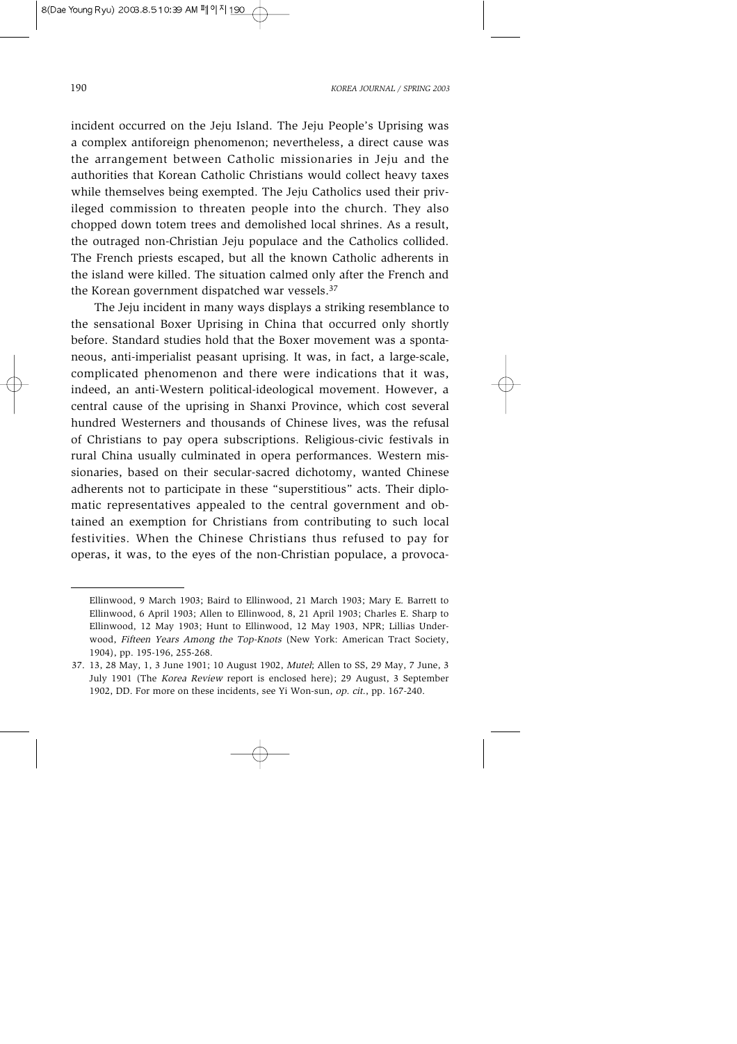incident occurred on the Jeju Island. The Jeju People's Uprising was a complex antiforeign phenomenon; nevertheless, a direct cause was the arrangement between Catholic missionaries in Jeju and the authorities that Korean Catholic Christians would collect heavy taxes while themselves being exempted. The Jeju Catholics used their privileged commission to threaten people into the church. They also chopped down totem trees and demolished local shrines. As a result, the outraged non-Christian Jeju populace and the Catholics collided. The French priests escaped, but all the known Catholic adherents in the island were killed. The situation calmed only after the French and the Korean government dispatched war vessels.[37]

The Jeju incident in many ways displays a striking resemblance to the sensational Boxer Uprising in China that occurred only shortly before. Standard studies hold that the Boxer movement was a spontaneous, anti-imperialist peasant uprising. It was, in fact, a large-scale, complicated phenomenon and there were indications that it was, indeed, an anti-Western political-ideological movement. However, a central cause of the uprising in Shanxi Province, which cost several hundred Westerners and thousands of Chinese lives, was the refusal of Christians to pay opera subscriptions. Religious-civic festivals in rural China usually culminated in opera performances. Western missionaries, based on their secular-sacred dichotomy, wanted Chinese adherents not to participate in these "superstitious" acts. Their diplomatic representatives appealed to the central government and obtained an exemption for Christians from contributing to such local festivities. When the Chinese Christians thus refused to pay for operas, it was, to the eyes of the non-Christian populace, a provoca-

---

Ellinwood, 9 March 1903; Baird to Ellinwood, 21 March 1903; Mary E. Barrett to Ellinwood, 6 April 1903; Allen to Ellinwood, 8, 21 April 1903; Charles E. Sharp to Ellinwood, 12 May 1903; Hunt to Ellinwood, 12 May 1903, NPR; Lillias Underwood, *Fifteen Years Among the Top-Knots* (New York: American Tract Society, 1904), pp. 195-196, 255-268.

37. 13, 28 May, 1, 3 June 1901; 10 August 1902, *Mutel*; Allen to SS, 29 May, 7 June, 3 July 1901 (The *Korea Review* report is enclosed here); 29 August, 3 September 1902, DD. For more on these incidents, see Yi Won-sun, *op. cit.*, pp. 167-240.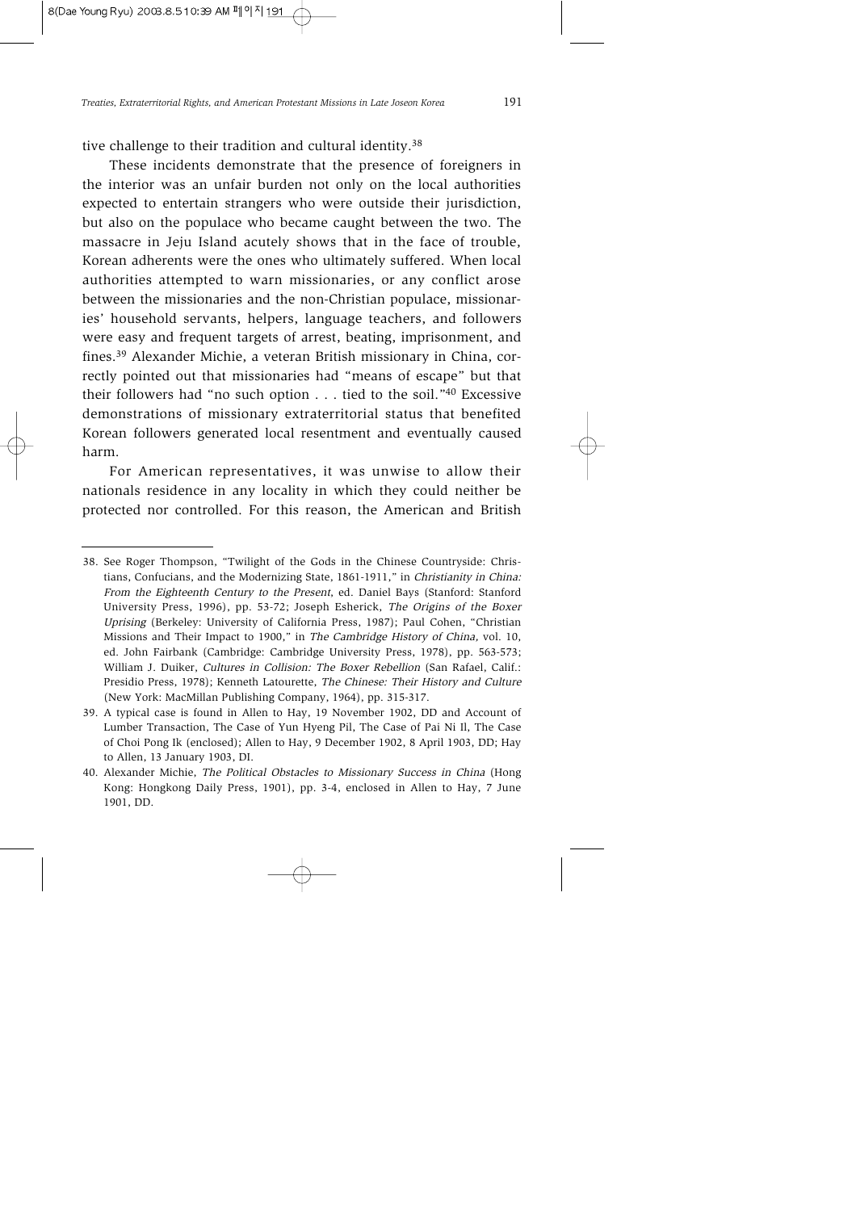tive challenge to their tradition and cultural identity.[38]

These incidents demonstrate that the presence of foreigners in the interior was an unfair burden not only on the local authorities expected to entertain strangers who were outside their jurisdiction, but also on the populace who became caught between the two. The massacre in Jeju Island acutely shows that in the face of trouble, Korean adherents were the ones who ultimately suffered. When local authorities attempted to warn missionaries, or any conflict arose between the missionaries and the non-Christian populace, missionaries' household servants, helpers, language teachers, and followers were easy and frequent targets of arrest, beating, imprisonment, and fines.[39] Alexander Michie, a veteran British missionary in China, correctly pointed out that missionaries had "means of escape" but that their followers had "no such option . . . tied to the soil."[40] Excessive demonstrations of missionary extraterritorial status that benefited Korean followers generated local resentment and eventually caused harm.

For American representatives, it was unwise to allow their nationals residence in any locality in which they could neither be protected nor controlled. For this reason, the American and British

---

38. See Roger Thompson, "Twilight of the Gods in the Chinese Countryside: Christians, Confucians, and the Modernizing State, 1861-1911," in *Christianity in China: From the Eighteenth Century to the Present*, ed. Daniel Bays (Stanford: Stanford University Press, 1996), pp. 53-72; Joseph Esherick, *The Origins of the Boxer Uprising* (Berkeley: University of California Press, 1987); Paul Cohen, "Christian Missions and Their Impact to 1900," in *The Cambridge History of China,* vol. 10, ed. John Fairbank (Cambridge: Cambridge University Press, 1978), pp. 563-573; William J. Duiker, *Cultures in Collision: The Boxer Rebellion* (San Rafael, Calif.: Presidio Press, 1978); Kenneth Latourette, *The Chinese: Their History and Culture* (New York: MacMillan Publishing Company, 1964), pp. 315-317.

39. A typical case is found in Allen to Hay, 19 November 1902, DD and Account of Lumber Transaction, The Case of Yun Hyeng Pil, The Case of Pai Ni Il, The Case of Choi Pong Ik (enclosed); Allen to Hay, 9 December 1902, 8 April 1903, DD; Hay to Allen, 13 January 1903, DI.

40. Alexander Michie, *The Political Obstacles to Missionary Success in China* (Hong Kong: Hongkong Daily Press, 1901), pp. 3-4, enclosed in Allen to Hay, 7 June 1901, DD.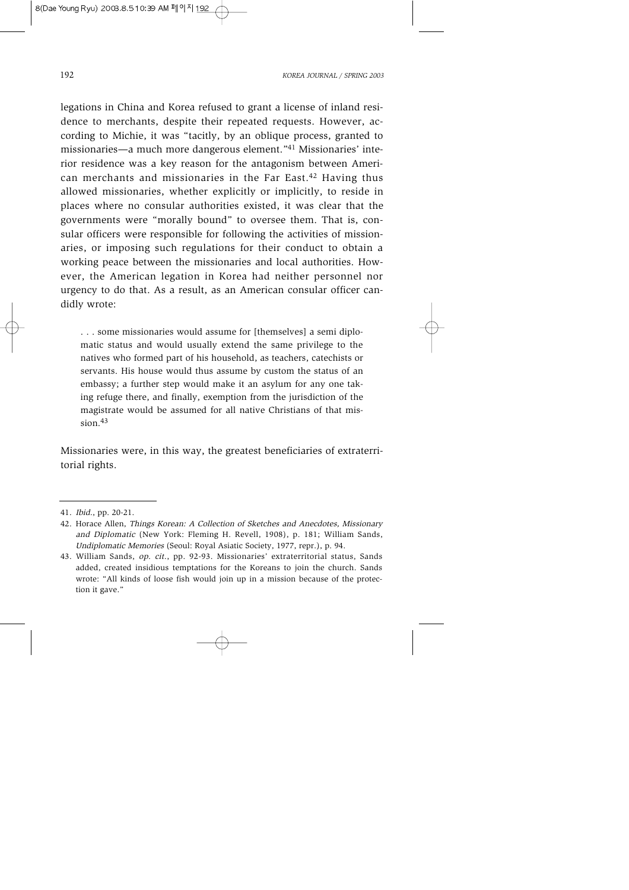legations in China and Korea refused to grant a license of inland residence to merchants, despite their repeated requests. However, according to Michie, it was "tacitly, by an oblique process, granted to missionaries—a much more dangerous element."[41] Missionaries' interior residence was a key reason for the antagonism between American merchants and missionaries in the Far East.[42] Having thus allowed missionaries, whether explicitly or implicitly, to reside in places where no consular authorities existed, it was clear that the governments were "morally bound" to oversee them. That is, consular officers were responsible for following the activities of missionaries, or imposing such regulations for their conduct to obtain a working peace between the missionaries and local authorities. However, the American legation in Korea had neither personnel nor urgency to do that. As a result, as an American consular officer candidly wrote:

> . . . some missionaries would assume for [themselves] a semi diplomatic status and would usually extend the same privilege to the natives who formed part of his household, as teachers, catechists or servants. His house would thus assume by custom the status of an embassy; a further step would make it an asylum for any one taking refuge there, and finally, exemption from the jurisdiction of the magistrate would be assumed for all native Christians of that mission.[43]

Missionaries were, in this way, the greatest beneficiaries of extraterritorial rights.

---

41. *Ibid.*, pp. 20-21.

42. Horace Allen, *Things Korean: A Collection of Sketches and Anecdotes, Missionary and Diplomatic* (New York: Fleming H. Revell, 1908), p. 181; William Sands, *Undiplomatic Memories* (Seoul: Royal Asiatic Society, 1977, repr.), p. 94.

43. William Sands, *op. cit.*, pp. 92-93. Missionaries' extraterritorial status, Sands added, created insidious temptations for the Koreans to join the church. Sands wrote: "All kinds of loose fish would join up in a mission because of the protection it gave."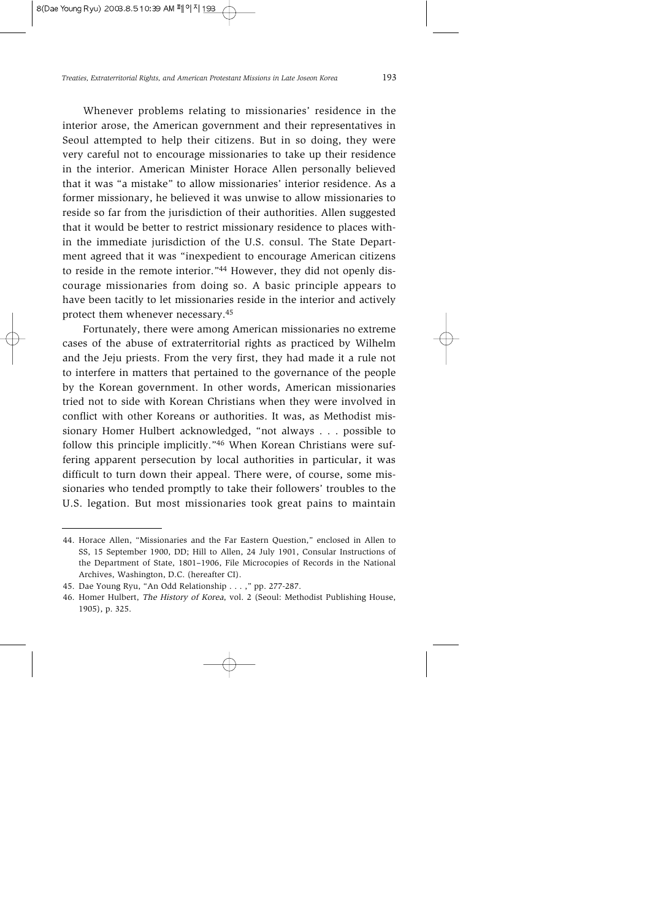Whenever problems relating to missionaries' residence in the interior arose, the American government and their representatives in Seoul attempted to help their citizens. But in so doing, they were very careful not to encourage missionaries to take up their residence in the interior. American Minister Horace Allen personally believed that it was "a mistake" to allow missionaries' interior residence. As a former missionary, he believed it was unwise to allow missionaries to reside so far from the jurisdiction of their authorities. Allen suggested that it would be better to restrict missionary residence to places within the immediate jurisdiction of the U.S. consul. The State Department agreed that it was "inexpedient to encourage American citizens to reside in the remote interior."[44] However, they did not openly discourage missionaries from doing so. A basic principle appears to have been tacitly to let missionaries reside in the interior and actively protect them whenever necessary.[45]

Fortunately, there were among American missionaries no extreme cases of the abuse of extraterritorial rights as practiced by Wilhelm and the Jeju priests. From the very first, they had made it a rule not to interfere in matters that pertained to the governance of the people by the Korean government. In other words, American missionaries tried not to side with Korean Christians when they were involved in conflict with other Koreans or authorities. It was, as Methodist missionary Homer Hulbert acknowledged, "not always . . . possible to follow this principle implicitly."[46] When Korean Christians were suffering apparent persecution by local authorities in particular, it was difficult to turn down their appeal. There were, of course, some missionaries who tended promptly to take their followers' troubles to the U.S. legation. But most missionaries took great pains to maintain

---

44. Horace Allen, "Missionaries and the Far Eastern Question," enclosed in Allen to SS, 15 September 1900, DD; Hill to Allen, 24 July 1901, Consular Instructions of the Department of State, 1801–1906, File Microcopies of Records in the National Archives, Washington, D.C. (hereafter CI).

45. Dae Young Ryu, "An Odd Relationship . . . ," pp. 277-287.

46. Homer Hulbert, *The History of Korea*, vol. 2 (Seoul: Methodist Publishing House, 1905), p. 325.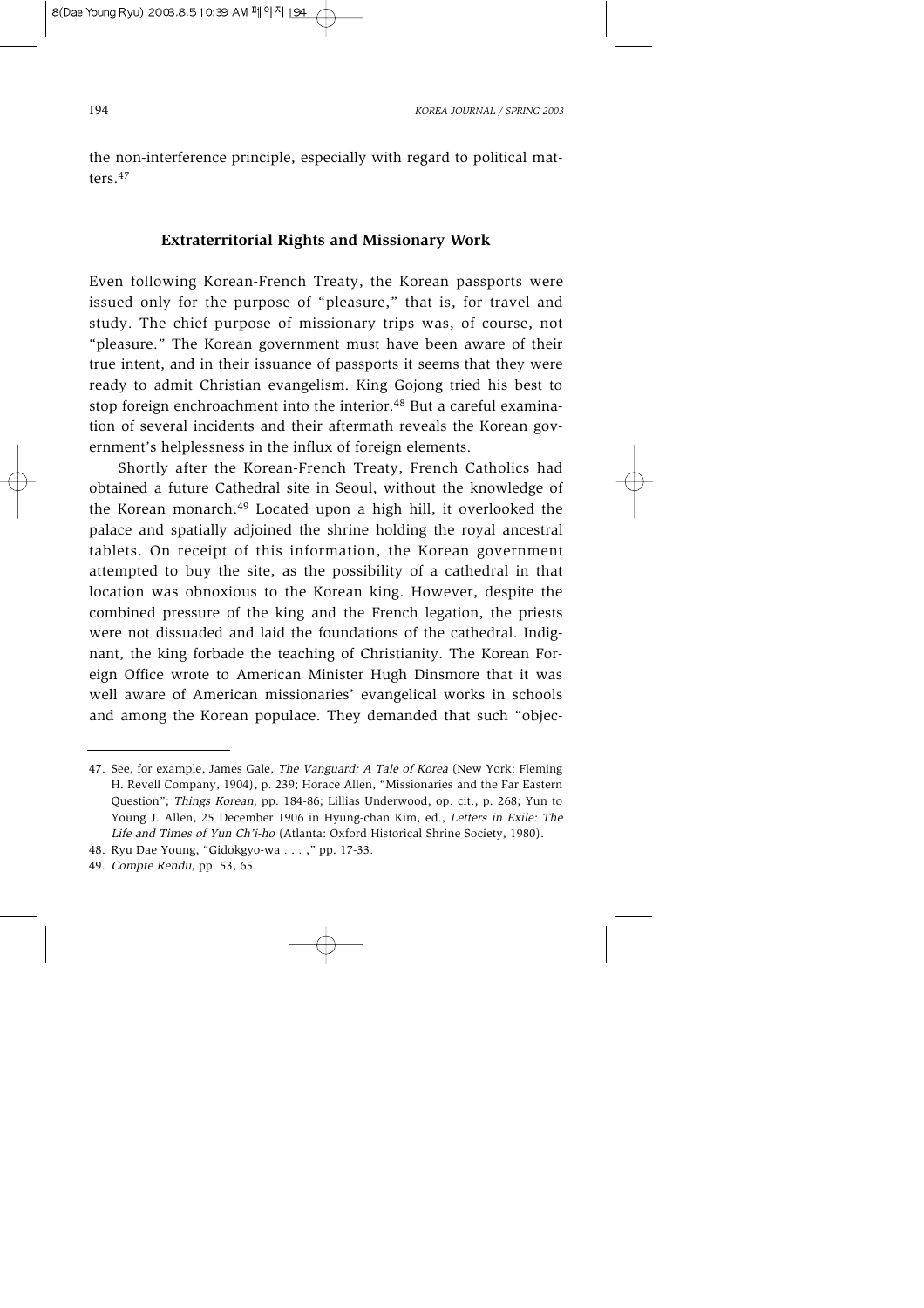the non-interference principle, especially with regard to political matters.[47]

## Extraterritorial Rights and Missionary Work

Even following Korean-French Treaty, the Korean passports were issued only for the purpose of "pleasure," that is, for travel and study. The chief purpose of missionary trips was, of course, not "pleasure." The Korean government must have been aware of their true intent, and in their issuance of passports it seems that they were ready to admit Christian evangelism. King Gojong tried his best to stop foreign enchroachment into the interior.[48] But a careful examination of several incidents and their aftermath reveals the Korean government's helplessness in the influx of foreign elements.

Shortly after the Korean-French Treaty, French Catholics had obtained a future Cathedral site in Seoul, without the knowledge of the Korean monarch.[49] Located upon a high hill, it overlooked the palace and spatially adjoined the shrine holding the royal ancestral tablets. On receipt of this information, the Korean government attempted to buy the site, as the possibility of a cathedral in that location was obnoxious to the Korean king. However, despite the combined pressure of the king and the French legation, the priests were not dissuaded and laid the foundations of the cathedral. Indignant, the king forbade the teaching of Christianity. The Korean Foreign Office wrote to American Minister Hugh Dinsmore that it was well aware of American missionaries' evangelical works in schools and among the Korean populace. They demanded that such "objec-

---

47. See, for example, James Gale, *The Vanguard: A Tale of Korea* (New York: Fleming H. Revell Company, 1904), p. 239; Horace Allen, "Missionaries and the Far Eastern Question"; *Things Korean*, pp. 184-86; Lillias Underwood, op. cit., p. 268; Yun to Young J. Allen, 25 December 1906 in Hyung-chan Kim, ed., *Letters in Exile: The Life and Times of Yun Ch'i-ho* (Atlanta: Oxford Historical Shrine Society, 1980).

48. Ryu Dae Young, "Gidokgyo-wa . . . ," pp. 17-33.

49. *Compte Rendu*, pp. 53, 65.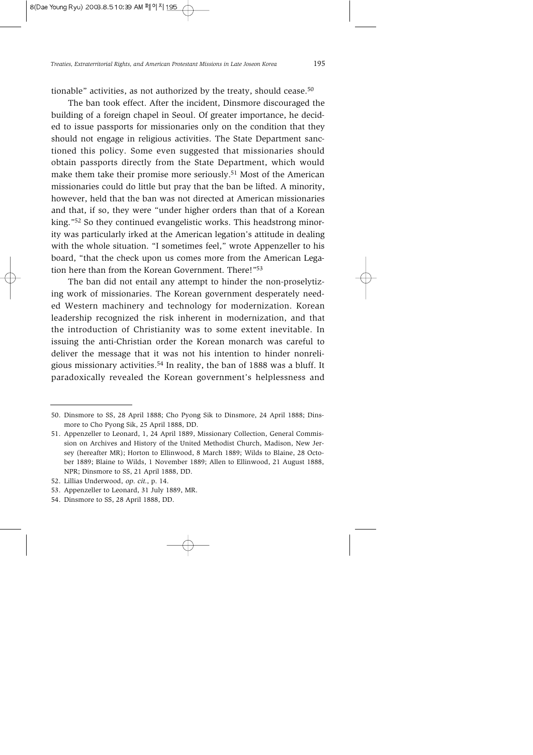tionable" activities, as not authorized by the treaty, should cease.[50]

The ban took effect. After the incident, Dinsmore discouraged the building of a foreign chapel in Seoul. Of greater importance, he decided to issue passports for missionaries only on the condition that they should not engage in religious activities. The State Department sanctioned this policy. Some even suggested that missionaries should obtain passports directly from the State Department, which would make them take their promise more seriously.[51] Most of the American missionaries could do little but pray that the ban be lifted. A minority, however, held that the ban was not directed at American missionaries and that, if so, they were "under higher orders than that of a Korean king."[52] So they continued evangelistic works. This headstrong minority was particularly irked at the American legation's attitude in dealing with the whole situation. "I sometimes feel," wrote Appenzeller to his board, "that the check upon us comes more from the American Legation here than from the Korean Government. There!"[53]

The ban did not entail any attempt to hinder the non-proselytizing work of missionaries. The Korean government desperately needed Western machinery and technology for modernization. Korean leadership recognized the risk inherent in modernization, and that the introduction of Christianity was to some extent inevitable. In issuing the anti-Christian order the Korean monarch was careful to deliver the message that it was not his intention to hinder nonreligious missionary activities.[54] In reality, the ban of 1888 was a bluff. It paradoxically revealed the Korean government's helplessness and

---

50. Dinsmore to SS, 28 April 1888; Cho Pyong Sik to Dinsmore, 24 April 1888; Dinsmore to Cho Pyong Sik, 25 April 1888, DD.
51. Appenzeller to Leonard, 1, 24 April 1889, Missionary Collection, General Commission on Archives and History of the United Methodist Church, Madison, New Jersey (hereafter MR); Horton to Ellinwood, 8 March 1889; Wilds to Blaine, 28 October 1889; Blaine to Wilds, 1 November 1889; Allen to Ellinwood, 21 August 1888, NPR; Dinsmore to SS, 21 April 1888, DD.
52. Lillias Underwood, *op. cit.*, p. 14.
53. Appenzeller to Leonard, 31 July 1889, MR.
54. Dinsmore to SS, 28 April 1888, DD.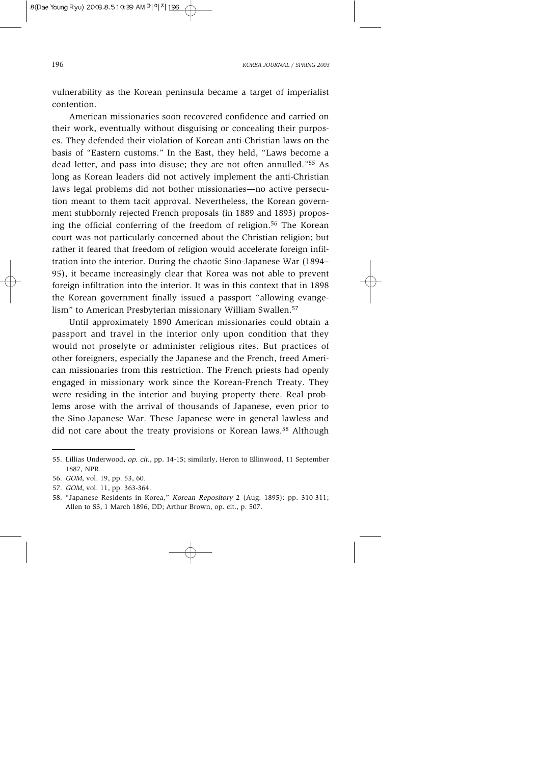vulnerability as the Korean peninsula became a target of imperialist contention.

American missionaries soon recovered confidence and carried on their work, eventually without disguising or concealing their purposes. They defended their violation of Korean anti-Christian laws on the basis of "Eastern customs." In the East, they held, "Laws become a dead letter, and pass into disuse; they are not often annulled."[55] As long as Korean leaders did not actively implement the anti-Christian laws legal problems did not bother missionaries—no active persecution meant to them tacit approval. Nevertheless, the Korean government stubbornly rejected French proposals (in 1889 and 1893) proposing the official conferring of the freedom of religion.[56] The Korean court was not particularly concerned about the Christian religion; but rather it feared that freedom of religion would accelerate foreign infiltration into the interior. During the chaotic Sino-Japanese War (1894–95), it became increasingly clear that Korea was not able to prevent foreign infiltration into the interior. It was in this context that in 1898 the Korean government finally issued a passport "allowing evangelism" to American Presbyterian missionary William Swallen.[57]

Until approximately 1890 American missionaries could obtain a passport and travel in the interior only upon condition that they would not proselyte or administer religious rites. But practices of other foreigners, especially the Japanese and the French, freed American missionaries from this restriction. The French priests had openly engaged in missionary work since the Korean-French Treaty. They were residing in the interior and buying property there. Real problems arose with the arrival of thousands of Japanese, even prior to the Sino-Japanese War. These Japanese were in general lawless and did not care about the treaty provisions or Korean laws.[58] Although

---

55. Lillias Underwood, *op. cit.*, pp. 14-15; similarly, Heron to Ellinwood, 11 September 1887, NPR.

56. *GOM*, vol. 19, pp. 53, 60.

57. *GOM*, vol. 11, pp. 363-364.

58. "Japanese Residents in Korea," *Korean Repository* 2 (Aug. 1895): pp. 310-311; Allen to SS, 1 March 1896, DD; Arthur Brown, op. cit., p. 507.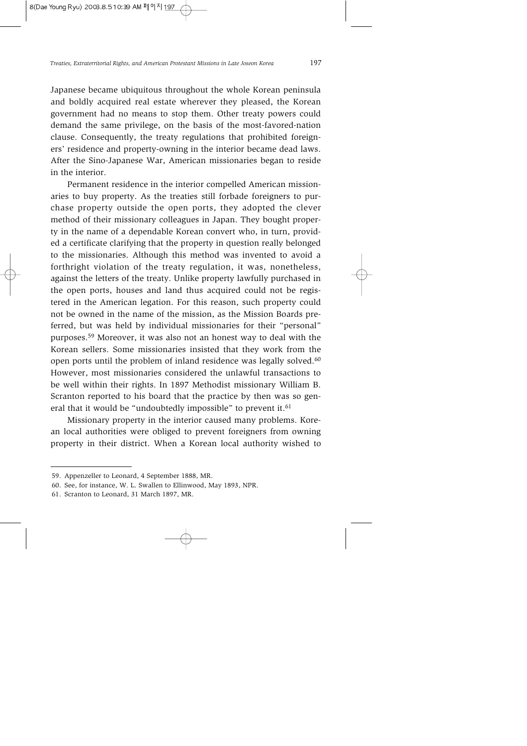Japanese became ubiquitous throughout the whole Korean peninsula and boldly acquired real estate wherever they pleased, the Korean government had no means to stop them. Other treaty powers could demand the same privilege, on the basis of the most-favored-nation clause. Consequently, the treaty regulations that prohibited foreigners' residence and property-owning in the interior became dead laws. After the Sino-Japanese War, American missionaries began to reside in the interior.

Permanent residence in the interior compelled American missionaries to buy property. As the treaties still forbade foreigners to purchase property outside the open ports, they adopted the clever method of their missionary colleagues in Japan. They bought property in the name of a dependable Korean convert who, in turn, provided a certificate clarifying that the property in question really belonged to the missionaries. Although this method was invented to avoid a forthright violation of the treaty regulation, it was, nonetheless, against the letters of the treaty. Unlike property lawfully purchased in the open ports, houses and land thus acquired could not be registered in the American legation. For this reason, such property could not be owned in the name of the mission, as the Mission Boards preferred, but was held by individual missionaries for their "personal" purposes.[59] Moreover, it was also not an honest way to deal with the Korean sellers. Some missionaries insisted that they work from the open ports until the problem of inland residence was legally solved.[60] However, most missionaries considered the unlawful transactions to be well within their rights. In 1897 Methodist missionary William B. Scranton reported to his board that the practice by then was so general that it would be "undoubtedly impossible" to prevent it.[61]

Missionary property in the interior caused many problems. Korean local authorities were obliged to prevent foreigners from owning property in their district. When a Korean local authority wished to

59. Appenzeller to Leonard, 4 September 1888, MR.

60. See, for instance, W. L. Swallen to Ellinwood, May 1893, NPR.

61. Scranton to Leonard, 31 March 1897, MR.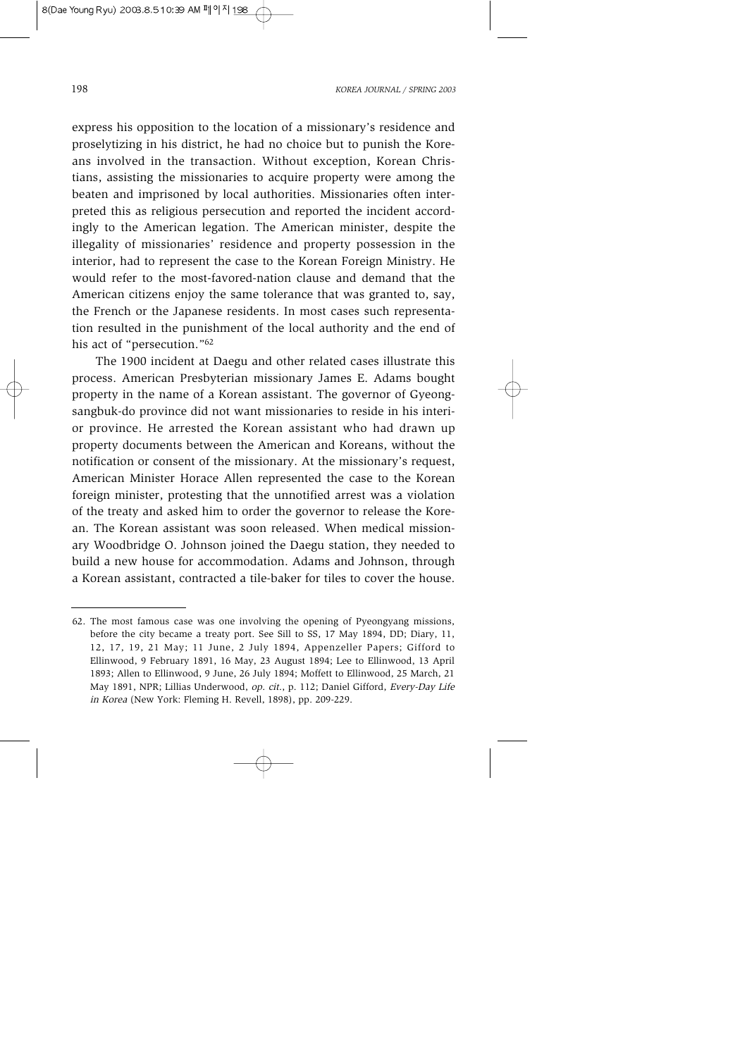express his opposition to the location of a missionary's residence and proselytizing in his district, he had no choice but to punish the Koreans involved in the transaction. Without exception, Korean Christians, assisting the missionaries to acquire property were among the beaten and imprisoned by local authorities. Missionaries often interpreted this as religious persecution and reported the incident accordingly to the American legation. The American minister, despite the illegality of missionaries' residence and property possession in the interior, had to represent the case to the Korean Foreign Ministry. He would refer to the most-favored-nation clause and demand that the American citizens enjoy the same tolerance that was granted to, say, the French or the Japanese residents. In most cases such representation resulted in the punishment of the local authority and the end of his act of "persecution."[62]

The 1900 incident at Daegu and other related cases illustrate this process. American Presbyterian missionary James E. Adams bought property in the name of a Korean assistant. The governor of Gyeongsangbuk-do province did not want missionaries to reside in his interior province. He arrested the Korean assistant who had drawn up property documents between the American and Koreans, without the notification or consent of the missionary. At the missionary's request, American Minister Horace Allen represented the case to the Korean foreign minister, protesting that the unnotified arrest was a violation of the treaty and asked him to order the governor to release the Korean. The Korean assistant was soon released. When medical missionary Woodbridge O. Johnson joined the Daegu station, they needed to build a new house for accommodation. Adams and Johnson, through a Korean assistant, contracted a tile-baker for tiles to cover the house.

---

62. The most famous case was one involving the opening of Pyeongyang missions, before the city became a treaty port. See Sill to SS, 17 May 1894, DD; Diary, 11, 12, 17, 19, 21 May; 11 June, 2 July 1894, Appenzeller Papers; Gifford to Ellinwood, 9 February 1891, 16 May, 23 August 1894; Lee to Ellinwood, 13 April 1893; Allen to Ellinwood, 9 June, 26 July 1894; Moffett to Ellinwood, 25 March, 21 May 1891, NPR; Lillias Underwood, *op. cit.*, p. 112; Daniel Gifford, *Every-Day Life in Korea* (New York: Fleming H. Revell, 1898), pp. 209-229.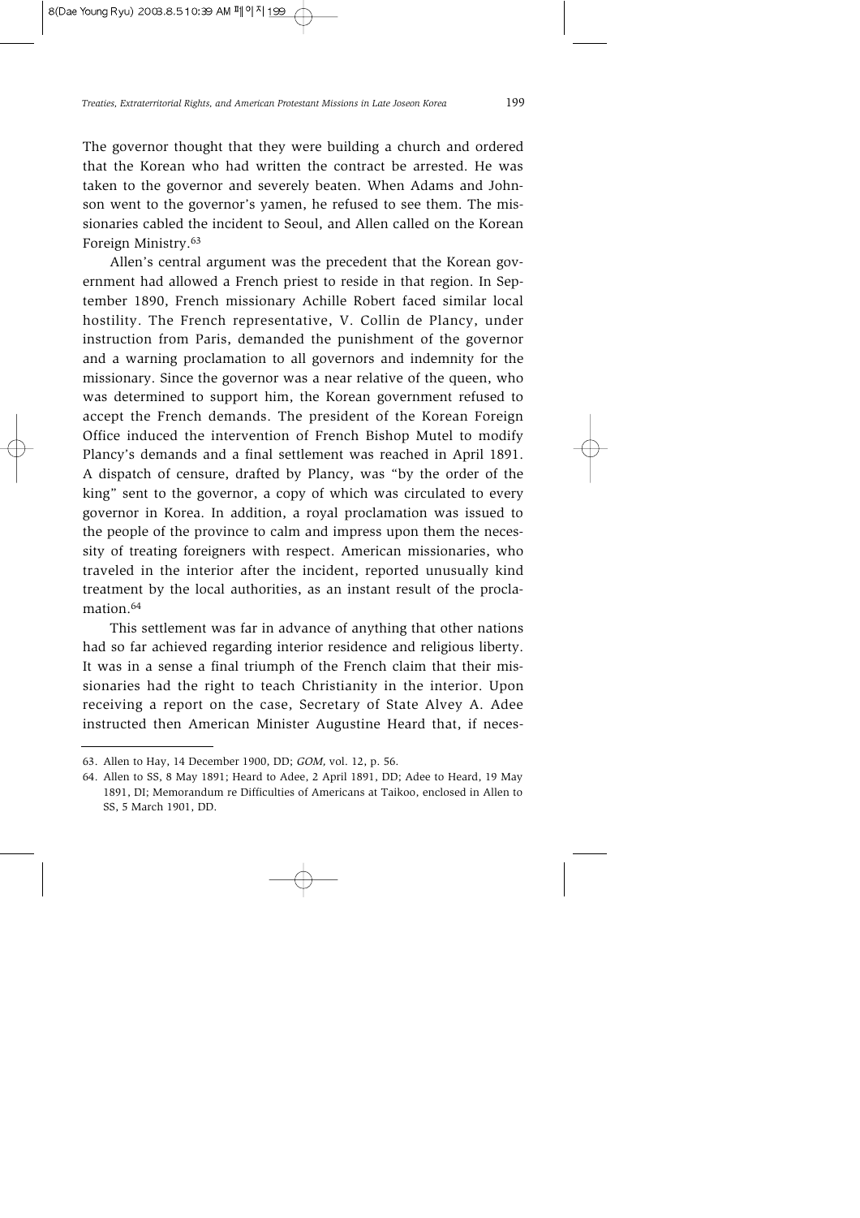The governor thought that they were building a church and ordered that the Korean who had written the contract be arrested. He was taken to the governor and severely beaten. When Adams and Johnson went to the governor's yamen, he refused to see them. The missionaries cabled the incident to Seoul, and Allen called on the Korean Foreign Ministry.[63]

Allen's central argument was the precedent that the Korean government had allowed a French priest to reside in that region. In September 1890, French missionary Achille Robert faced similar local hostility. The French representative, V. Collin de Plancy, under instruction from Paris, demanded the punishment of the governor and a warning proclamation to all governors and indemnity for the missionary. Since the governor was a near relative of the queen, who was determined to support him, the Korean government refused to accept the French demands. The president of the Korean Foreign Office induced the intervention of French Bishop Mutel to modify Plancy's demands and a final settlement was reached in April 1891. A dispatch of censure, drafted by Plancy, was "by the order of the king" sent to the governor, a copy of which was circulated to every governor in Korea. In addition, a royal proclamation was issued to the people of the province to calm and impress upon them the necessity of treating foreigners with respect. American missionaries, who traveled in the interior after the incident, reported unusually kind treatment by the local authorities, as an instant result of the proclamation.[64]

This settlement was far in advance of anything that other nations had so far achieved regarding interior residence and religious liberty. It was in a sense a final triumph of the French claim that their missionaries had the right to teach Christianity in the interior. Upon receiving a report on the case, Secretary of State Alvey A. Adee instructed then American Minister Augustine Heard that, if neces-

63. Allen to Hay, 14 December 1900, DD; *GOM*, vol. 12, p. 56.

64. Allen to SS, 8 May 1891; Heard to Adee, 2 April 1891, DD; Adee to Heard, 19 May 1891, DI; Memorandum re Difficulties of Americans at Taikoo, enclosed in Allen to SS, 5 March 1901, DD.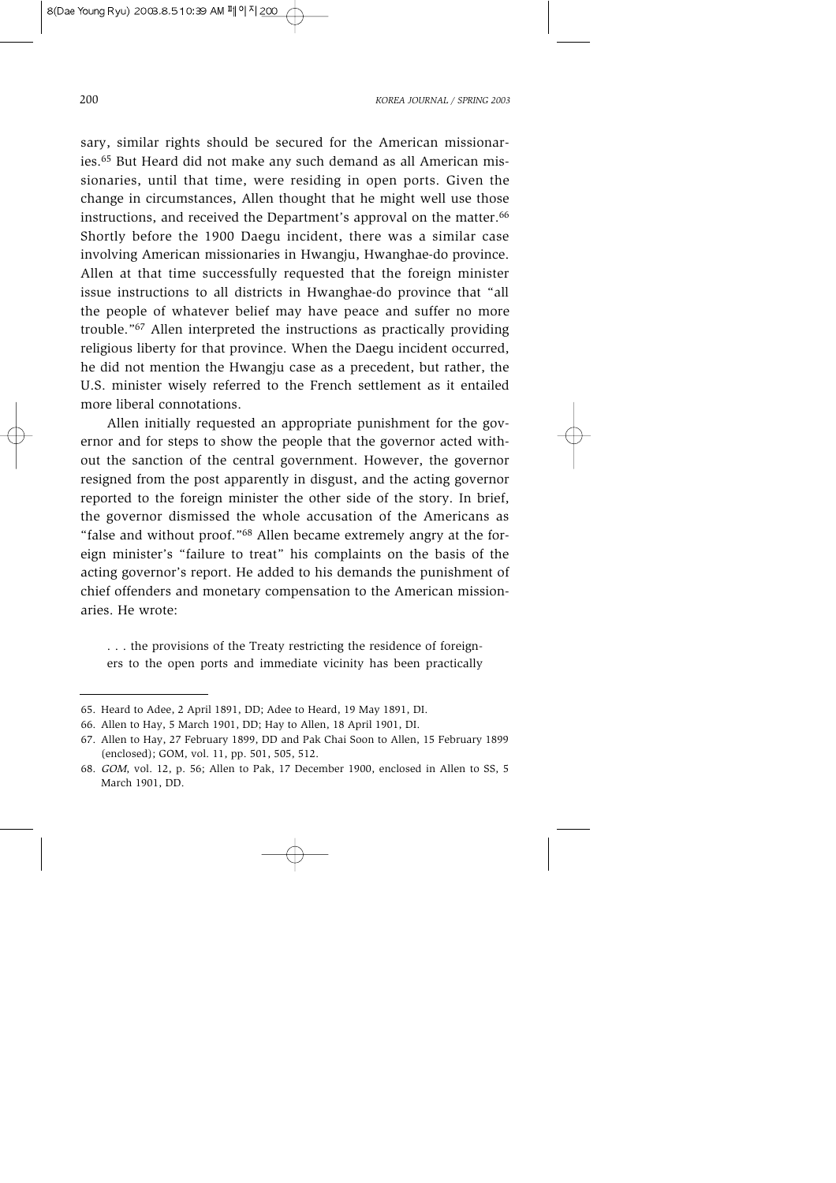sary, similar rights should be secured for the American missionaries.[65] But Heard did not make any such demand as all American missionaries, until that time, were residing in open ports. Given the change in circumstances, Allen thought that he might well use those instructions, and received the Department's approval on the matter.[66] Shortly before the 1900 Daegu incident, there was a similar case involving American missionaries in Hwangju, Hwanghae-do province. Allen at that time successfully requested that the foreign minister issue instructions to all districts in Hwanghae-do province that "all the people of whatever belief may have peace and suffer no more trouble."[67] Allen interpreted the instructions as practically providing religious liberty for that province. When the Daegu incident occurred, he did not mention the Hwangju case as a precedent, but rather, the U.S. minister wisely referred to the French settlement as it entailed more liberal connotations.

Allen initially requested an appropriate punishment for the governor and for steps to show the people that the governor acted without the sanction of the central government. However, the governor resigned from the post apparently in disgust, and the acting governor reported to the foreign minister the other side of the story. In brief, the governor dismissed the whole accusation of the Americans as "false and without proof."[68] Allen became extremely angry at the foreign minister's "failure to treat" his complaints on the basis of the acting governor's report. He added to his demands the punishment of chief offenders and monetary compensation to the American missionaries. He wrote:

> . . . the provisions of the Treaty restricting the residence of foreigners to the open ports and immediate vicinity has been practically

---

65. Heard to Adee, 2 April 1891, DD; Adee to Heard, 19 May 1891, DI.

66. Allen to Hay, 5 March 1901, DD; Hay to Allen, 18 April 1901, DI.

67. Allen to Hay, 27 February 1899, DD and Pak Chai Soon to Allen, 15 February 1899 (enclosed); GOM, vol. 11, pp. 501, 505, 512.

68. *GOM*, vol. 12, p. 56; Allen to Pak, 17 December 1900, enclosed in Allen to SS, 5 March 1901, DD.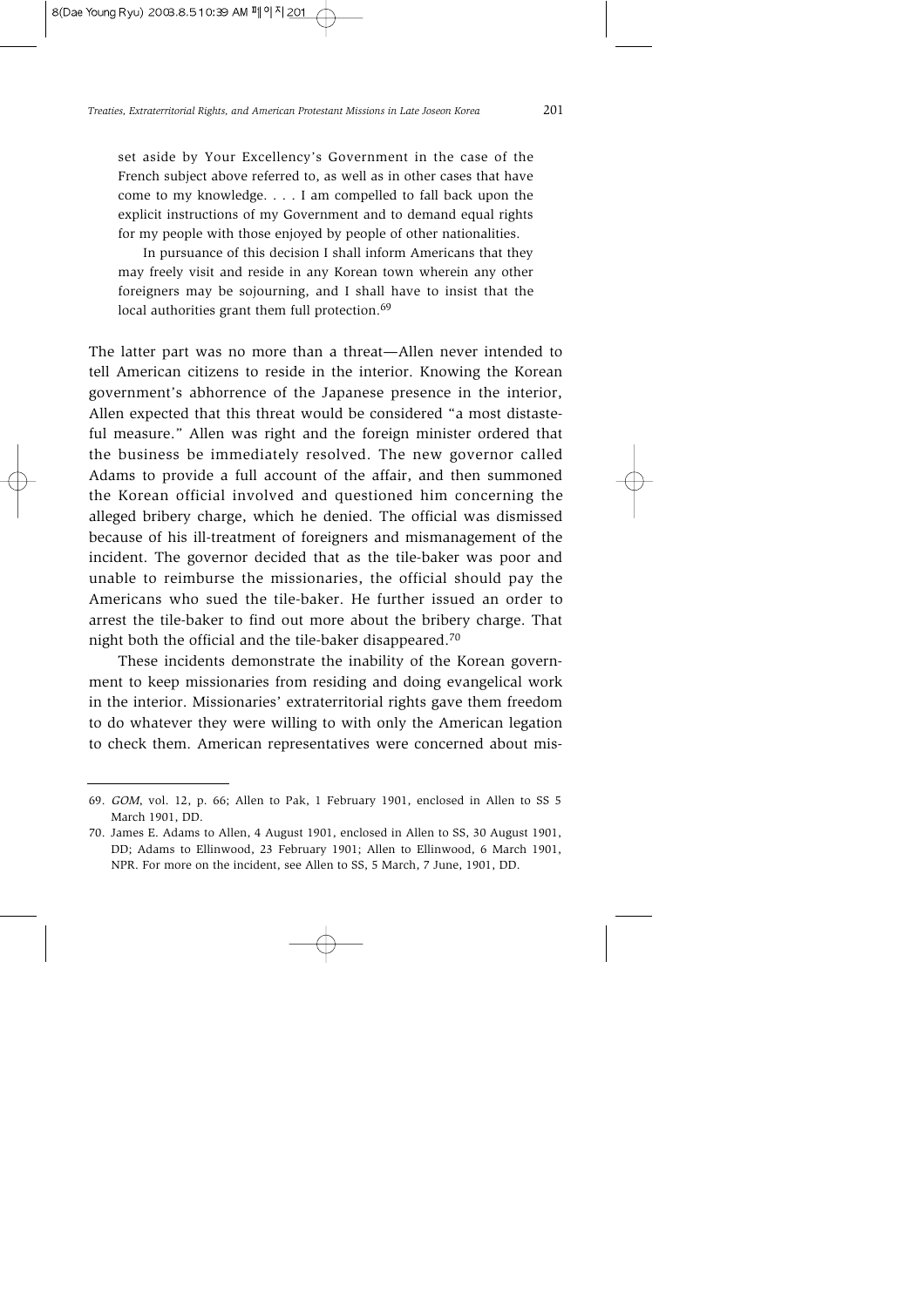set aside by Your Excellency's Government in the case of the French subject above referred to, as well as in other cases that have come to my knowledge. . . . I am compelled to fall back upon the explicit instructions of my Government and to demand equal rights for my people with those enjoyed by people of other nationalities.

In pursuance of this decision I shall inform Americans that they may freely visit and reside in any Korean town wherein any other foreigners may be sojourning, and I shall have to insist that the local authorities grant them full protection.[69]

The latter part was no more than a threat—Allen never intended to tell American citizens to reside in the interior. Knowing the Korean government's abhorrence of the Japanese presence in the interior, Allen expected that this threat would be considered "a most distasteful measure." Allen was right and the foreign minister ordered that the business be immediately resolved. The new governor called Adams to provide a full account of the affair, and then summoned the Korean official involved and questioned him concerning the alleged bribery charge, which he denied. The official was dismissed because of his ill-treatment of foreigners and mismanagement of the incident. The governor decided that as the tile-baker was poor and unable to reimburse the missionaries, the official should pay the Americans who sued the tile-baker. He further issued an order to arrest the tile-baker to find out more about the bribery charge. That night both the official and the tile-baker disappeared.[70]

These incidents demonstrate the inability of the Korean government to keep missionaries from residing and doing evangelical work in the interior. Missionaries' extraterritorial rights gave them freedom to do whatever they were willing to with only the American legation to check them. American representatives were concerned about mis-

---

69. *GOM*, vol. 12, p. 66; Allen to Pak, 1 February 1901, enclosed in Allen to SS 5 March 1901, DD.

70. James E. Adams to Allen, 4 August 1901, enclosed in Allen to SS, 30 August 1901, DD; Adams to Ellinwood, 23 February 1901; Allen to Ellinwood, 6 March 1901, NPR. For more on the incident, see Allen to SS, 5 March, 7 June, 1901, DD.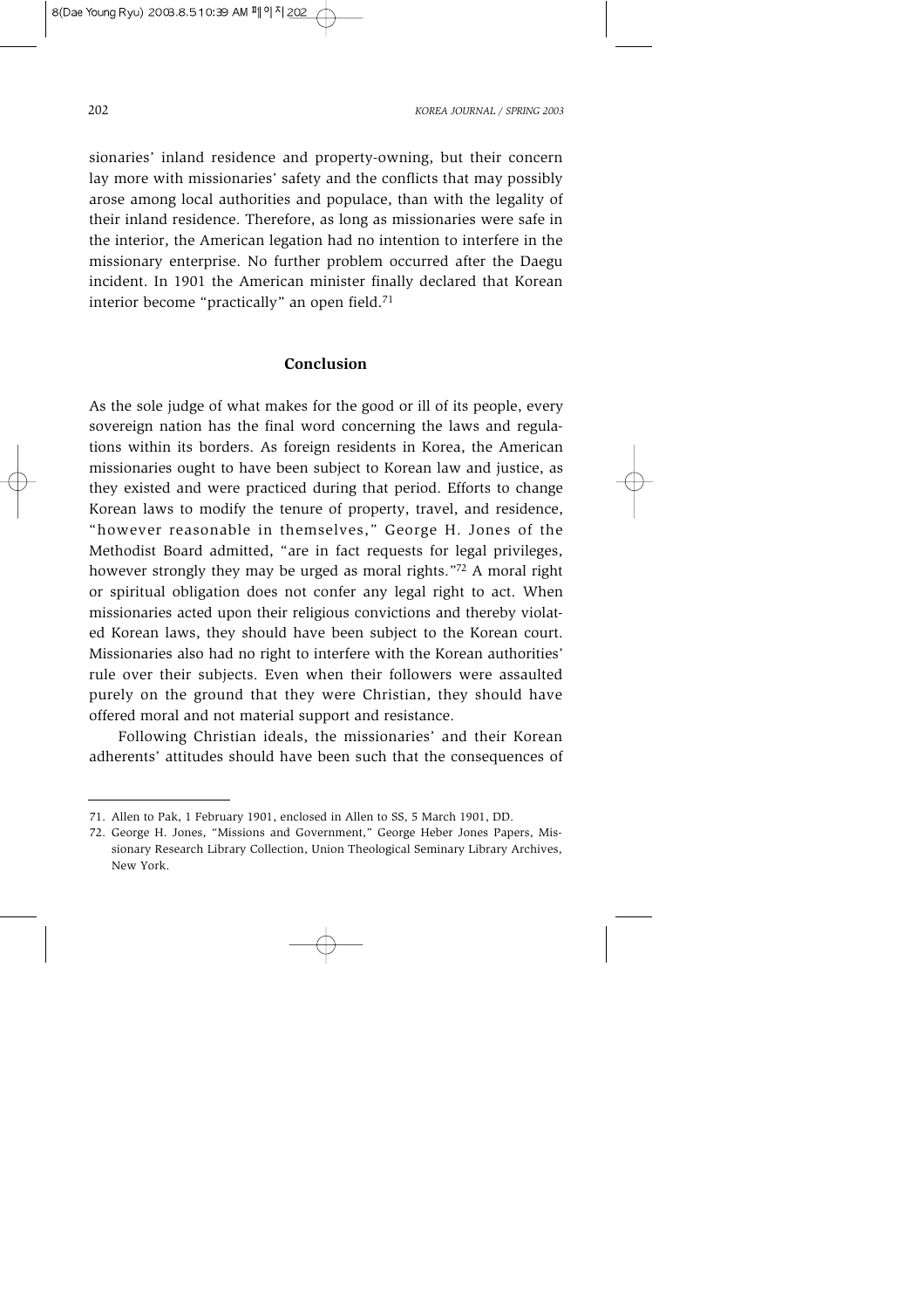sionaries' inland residence and property-owning, but their concern lay more with missionaries' safety and the conflicts that may possibly arise among local authorities and populace, than with the legality of their inland residence. Therefore, as long as missionaries were safe in the interior, the American legation had no intention to interfere in the missionary enterprise. No further problem occurred after the Daegu incident. In 1901 the American minister finally declared that Korean interior become "practically" an open field.[71]

## Conclusion

As the sole judge of what makes for the good or ill of its people, every sovereign nation has the final word concerning the laws and regulations within its borders. As foreign residents in Korea, the American missionaries ought to have been subject to Korean law and justice, as they existed and were practiced during that period. Efforts to change Korean laws to modify the tenure of property, travel, and residence, "however reasonable in themselves," George H. Jones of the Methodist Board admitted, "are in fact requests for legal privileges, however strongly they may be urged as moral rights."[72] A moral right or spiritual obligation does not confer any legal right to act. When missionaries acted upon their religious convictions and thereby violated Korean laws, they should have been subject to the Korean court. Missionaries also had no right to interfere with the Korean authorities' rule over their subjects. Even when their followers were assaulted purely on the ground that they were Christian, they should have offered moral and not material support and resistance.

Following Christian ideals, the missionaries' and their Korean adherents' attitudes should have been such that the consequences of

---

71. Allen to Pak, 1 February 1901, enclosed in Allen to SS, 5 March 1901, DD.

72. George H. Jones, "Missions and Government," George Heber Jones Papers, Missionary Research Library Collection, Union Theological Seminary Library Archives, New York.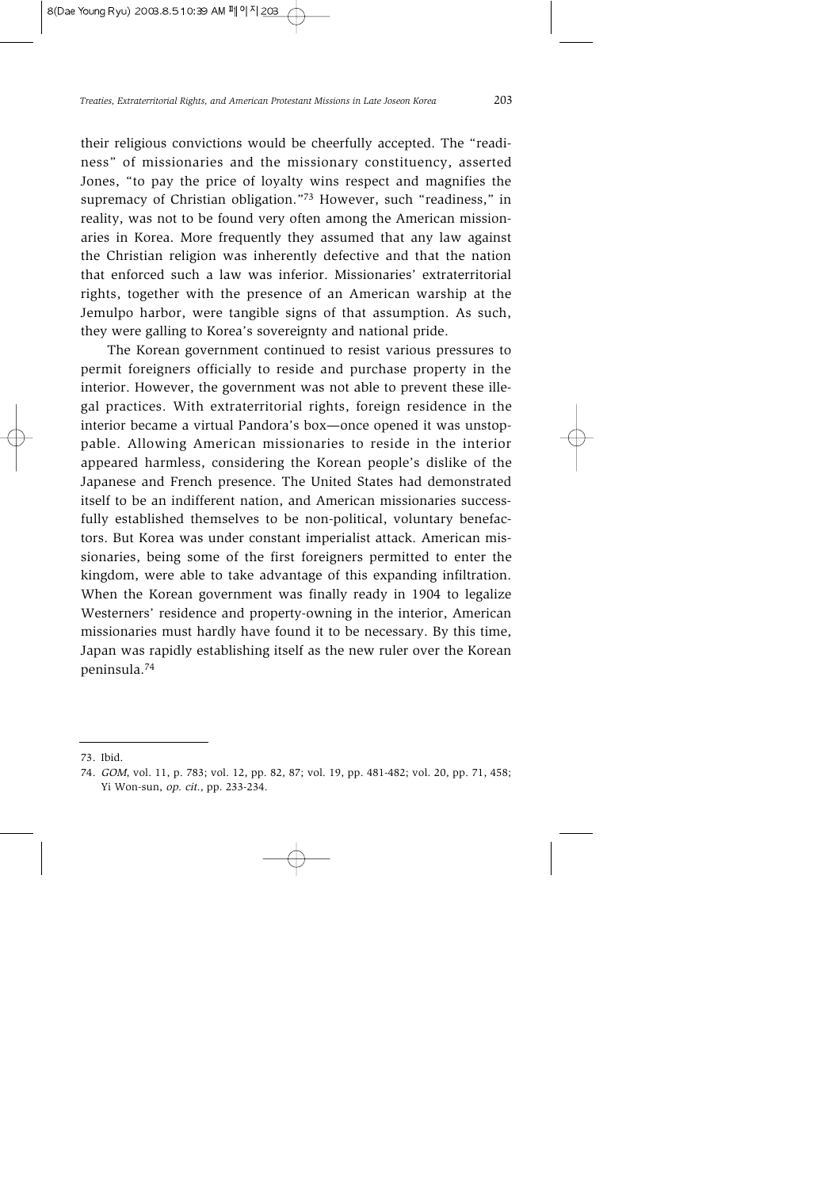their religious convictions would be cheerfully accepted. The "readiness" of missionaries and the missionary constituency, asserted Jones, "to pay the price of loyalty wins respect and magnifies the supremacy of Christian obligation."[73] However, such "readiness," in reality, was not to be found very often among the American missionaries in Korea. More frequently they assumed that any law against the Christian religion was inherently defective and that the nation that enforced such a law was inferior. Missionaries' extraterritorial rights, together with the presence of an American warship at the Jemulpo harbor, were tangible signs of that assumption. As such, they were galling to Korea's sovereignty and national pride.

The Korean government continued to resist various pressures to permit foreigners officially to reside and purchase property in the interior. However, the government was not able to prevent these illegal practices. With extraterritorial rights, foreign residence in the interior became a virtual Pandora's box—once opened it was unstoppable. Allowing American missionaries to reside in the interior appeared harmless, considering the Korean people's dislike of the Japanese and French presence. The United States had demonstrated itself to be an indifferent nation, and American missionaries successfully established themselves to be non-political, voluntary benefactors. But Korea was under constant imperialist attack. American missionaries, being some of the first foreigners permitted to enter the kingdom, were able to take advantage of this expanding infiltration. When the Korean government was finally ready in 1904 to legalize Westerners' residence and property-owning in the interior, American missionaries must hardly have found it to be necessary. By this time, Japan was rapidly establishing itself as the new ruler over the Korean peninsula.[74]

---

73. Ibid.

74. *GOM*, vol. 11, p. 783; vol. 12, pp. 82, 87; vol. 19, pp. 481-482; vol. 20, pp. 71, 458; Yi Won-sun, *op. cit.*, pp. 233-234.